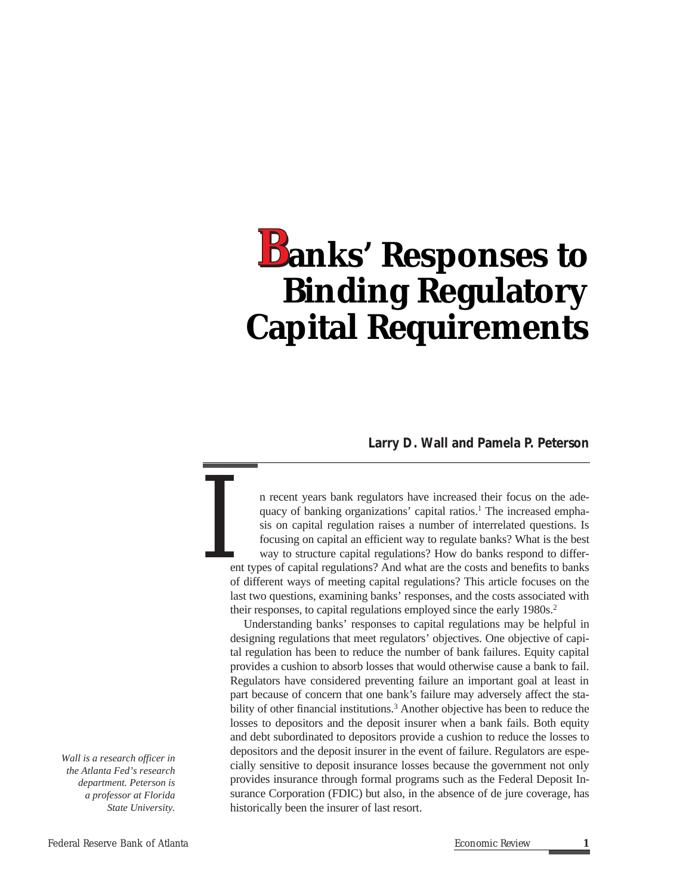# Banks' Responses to Binding Regulatory Capital Requirements

**Larry D. Wall and Pamela P. Peterson**

*Wall is a research officer in the Atlanta Fed's research department. Peterson is a professor at Florida State University.*

In recent years bank regulators have increased their focus on the adequacy of banking organizations' capital ratios.[1] The increased emphasis on capital regulation raises a number of interrelated questions. Is focusing on capital an efficient way to regulate banks? What is the best way to structure capital regulations? How do banks respond to different types of capital regulations? And what are the costs and benefits to banks of different ways of meeting capital regulations? This article focuses on the last two questions, examining banks' responses, and the costs associated with their responses, to capital regulations employed since the early 1980s.[2]

Understanding banks' responses to capital regulations may be helpful in designing regulations that meet regulators' objectives. One objective of capital regulation has been to reduce the number of bank failures. Equity capital provides a cushion to absorb losses that would otherwise cause a bank to fail. Regulators have considered preventing failure an important goal at least in part because of concern that one bank's failure may adversely affect the stability of other financial institutions.[3] Another objective has been to reduce the losses to depositors and the deposit insurer when a bank fails. Both equity and debt subordinated to depositors provide a cushion to reduce the losses to depositors and the deposit insurer in the event of failure. Regulators are especially sensitive to deposit insurance losses because the government not only provides insurance through formal programs such as the Federal Deposit Insurance Corporation (FDIC) but also, in the absence of de jure coverage, has historically been the insurer of last resort.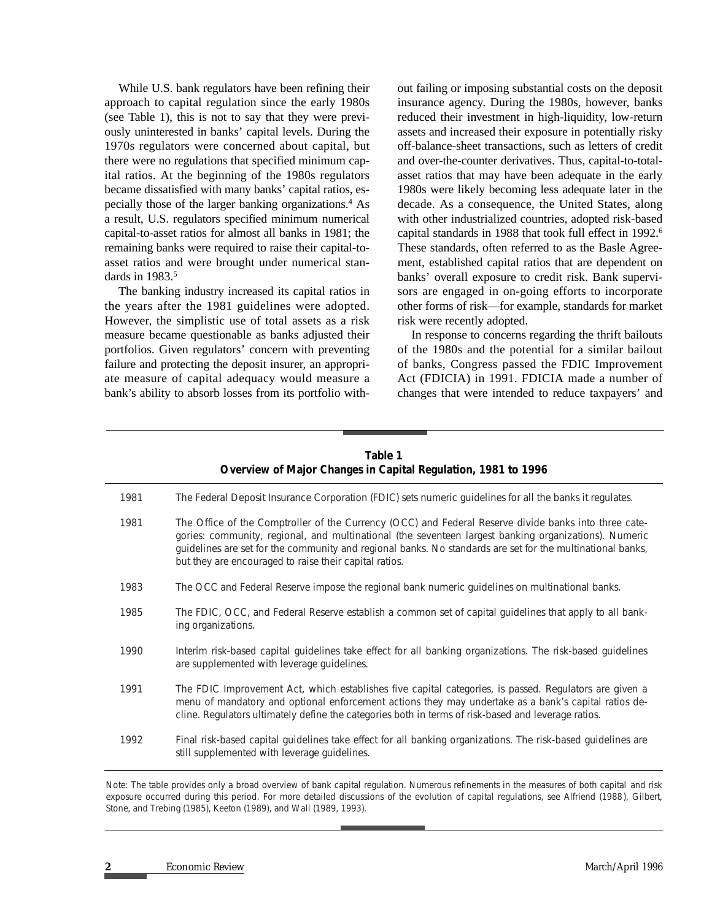While U.S. bank regulators have been refining their approach to capital regulation since the early 1980s (see Table 1), this is not to say that they were previously uninterested in banks' capital levels. During the 1970s regulators were concerned about capital, but there were no regulations that specified minimum capital ratios. At the beginning of the 1980s regulators became dissatisfied with many banks' capital ratios, especially those of the larger banking organizations.[4] As a result, U.S. regulators specified minimum numerical capital-to-asset ratios for almost all banks in 1981; the remaining banks were required to raise their capital-to-asset ratios and were brought under numerical standards in 1983.[5]

The banking industry increased its capital ratios in the years after the 1981 guidelines were adopted. However, the simplistic use of total assets as a risk measure became questionable as banks adjusted their portfolios. Given regulators' concern with preventing failure and protecting the deposit insurer, an appropriate measure of capital adequacy would measure a bank's ability to absorb losses from its portfolio without failing or imposing substantial costs on the deposit insurance agency. During the 1980s, however, banks reduced their investment in high-liquidity, low-return assets and increased their exposure in potentially risky off-balance-sheet transactions, such as letters of credit and over-the-counter derivatives. Thus, capital-to-total-asset ratios that may have been adequate in the early 1980s were likely becoming less adequate later in the decade. As a consequence, the United States, along with other industrialized countries, adopted risk-based capital standards in 1988 that took full effect in 1992.[6] These standards, often referred to as the Basle Agreement, established capital ratios that are dependent on banks' overall exposure to credit risk. Bank supervisors are engaged in on-going efforts to incorporate other forms of risk—for example, standards for market risk were recently adopted.

In response to concerns regarding the thrift bailouts of the 1980s and the potential for a similar bailout of banks, Congress passed the FDIC Improvement Act (FDICIA) in 1991. FDICIA made a number of changes that were intended to reduce taxpayers' and

**Table 1**
**Overview of Major Changes in Capital Regulation, 1981 to 1996**

| Year | Change |
|---|---|
| 1981 | The Federal Deposit Insurance Corporation (FDIC) sets numeric guidelines for all the banks it regulates. |
| 1981 | The Office of the Comptroller of the Currency (OCC) and Federal Reserve divide banks into three categories: community, regional, and multinational (the seventeen largest banking organizations). Numeric guidelines are set for the community and regional banks. No standards are set for the multinational banks, but they are encouraged to raise their capital ratios. |
| 1983 | The OCC and Federal Reserve impose the regional bank numeric guidelines on multinational banks. |
| 1985 | The FDIC, OCC, and Federal Reserve establish a common set of capital guidelines that apply to all banking organizations. |
| 1990 | Interim risk-based capital guidelines take effect for all banking organizations. The risk-based guidelines are supplemented with leverage guidelines. |
| 1991 | The FDIC Improvement Act, which establishes five capital categories, is passed. Regulators are given a menu of mandatory and optional enforcement actions they may undertake as a bank's capital ratios decline. Regulators ultimately define the categories both in terms of risk-based and leverage ratios. |
| 1992 | Final risk-based capital guidelines take effect for all banking organizations. The risk-based guidelines are still supplemented with leverage guidelines. |

Note: The table provides only a broad overview of bank capital regulation. Numerous refinements in the measures of both capital and risk exposure occurred during this period. For more detailed discussions of the evolution of capital regulations, see Alfriend (1988), Gilbert, Stone, and Trebing (1985), Keeton (1989), and Wall (1989, 1993).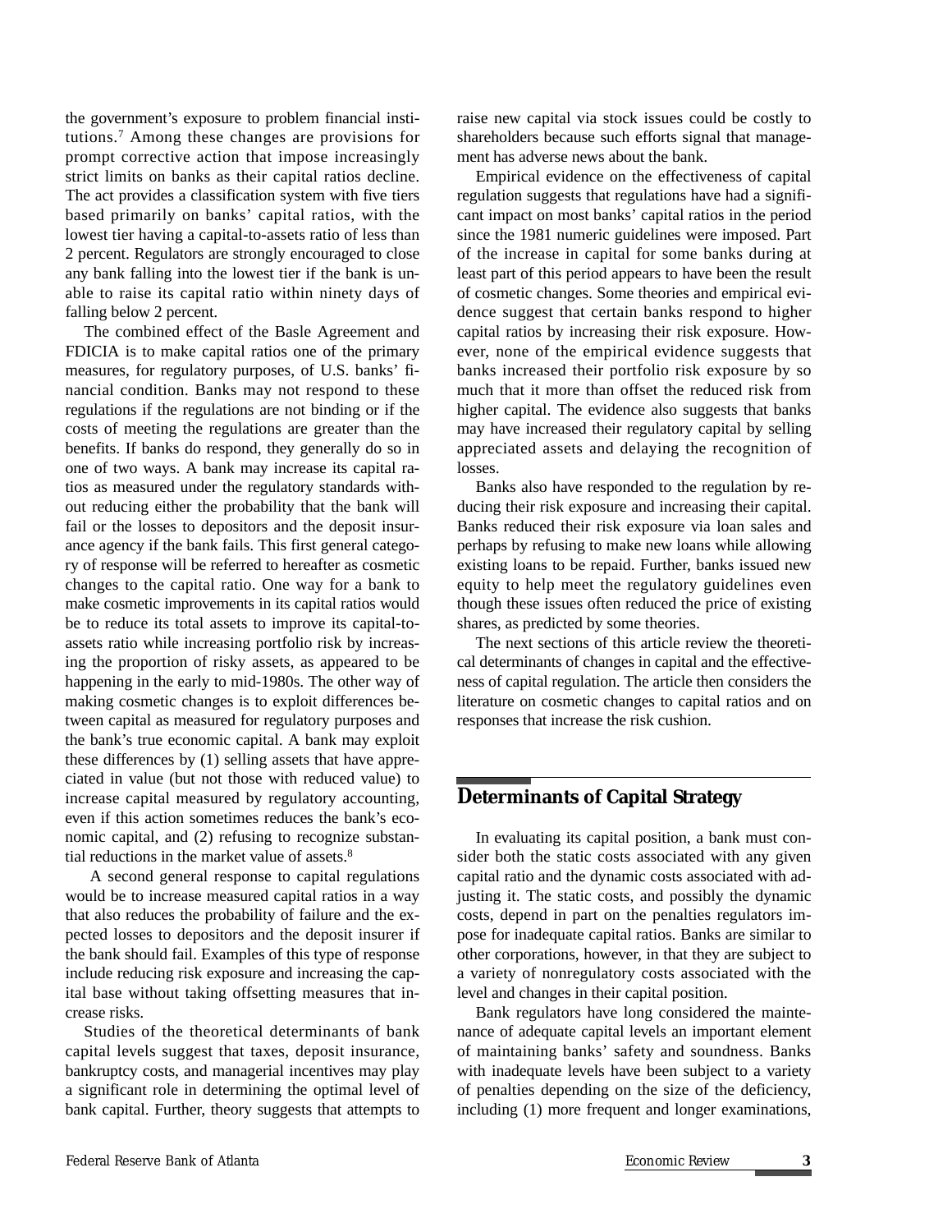the government's exposure to problem financial institutions.[7] Among these changes are provisions for prompt corrective action that impose increasingly strict limits on banks as their capital ratios decline. The act provides a classification system with five tiers based primarily on banks' capital ratios, with the lowest tier having a capital-to-assets ratio of less than 2 percent. Regulators are strongly encouraged to close any bank falling into the lowest tier if the bank is unable to raise its capital ratio within ninety days of falling below 2 percent.

The combined effect of the Basle Agreement and FDICIA is to make capital ratios one of the primary measures, for regulatory purposes, of U.S. banks' financial condition. Banks may not respond to these regulations if the regulations are not binding or if the costs of meeting the regulations are greater than the benefits. If banks do respond, they generally do so in one of two ways. A bank may increase its capital ratios as measured under the regulatory standards without reducing either the probability that the bank will fail or the losses to depositors and the deposit insurance agency if the bank fails. This first general category of response will be referred to hereafter as cosmetic changes to the capital ratio. One way for a bank to make cosmetic improvements in its capital ratios would be to reduce its total assets to improve its capital-to-assets ratio while increasing portfolio risk by increasing the proportion of risky assets, as appeared to be happening in the early to mid-1980s. The other way of making cosmetic changes is to exploit differences between capital as measured for regulatory purposes and the bank's true economic capital. A bank may exploit these differences by (1) selling assets that have appreciated in value (but not those with reduced value) to increase capital measured by regulatory accounting, even if this action sometimes reduces the bank's economic capital, and (2) refusing to recognize substantial reductions in the market value of assets.[8]

A second general response to capital regulations would be to increase measured capital ratios in a way that also reduces the probability of failure and the expected losses to depositors and the deposit insurer if the bank should fail. Examples of this type of response include reducing risk exposure and increasing the capital base without taking offsetting measures that increase risks.

Studies of the theoretical determinants of bank capital levels suggest that taxes, deposit insurance, bankruptcy costs, and managerial incentives may play a significant role in determining the optimal level of bank capital. Further, theory suggests that attempts to raise new capital via stock issues could be costly to shareholders because such efforts signal that management has adverse news about the bank.

Empirical evidence on the effectiveness of capital regulation suggests that regulations have had a significant impact on most banks' capital ratios in the period since the 1981 numeric guidelines were imposed. Part of the increase in capital for some banks during at least part of this period appears to have been the result of cosmetic changes. Some theories and empirical evidence suggest that certain banks respond to higher capital ratios by increasing their risk exposure. However, none of the empirical evidence suggests that banks increased their portfolio risk exposure by so much that it more than offset the reduced risk from higher capital. The evidence also suggests that banks may have increased their regulatory capital by selling appreciated assets and delaying the recognition of losses.

Banks also have responded to the regulation by reducing their risk exposure and increasing their capital. Banks reduced their risk exposure via loan sales and perhaps by refusing to make new loans while allowing existing loans to be repaid. Further, banks issued new equity to help meet the regulatory guidelines even though these issues often reduced the price of existing shares, as predicted by some theories.

The next sections of this article review the theoretical determinants of changes in capital and the effectiveness of capital regulation. The article then considers the literature on cosmetic changes to capital ratios and on responses that increase the risk cushion.

## Determinants of Capital Strategy

In evaluating its capital position, a bank must consider both the static costs associated with any given capital ratio and the dynamic costs associated with adjusting it. The static costs, and possibly the dynamic costs, depend in part on the penalties regulators impose for inadequate capital ratios. Banks are similar to other corporations, however, in that they are subject to a variety of nonregulatory costs associated with the level and changes in their capital position.

Bank regulators have long considered the maintenance of adequate capital levels an important element of maintaining banks' safety and soundness. Banks with inadequate levels have been subject to a variety of penalties depending on the size of the deficiency, including (1) more frequent and longer examinations,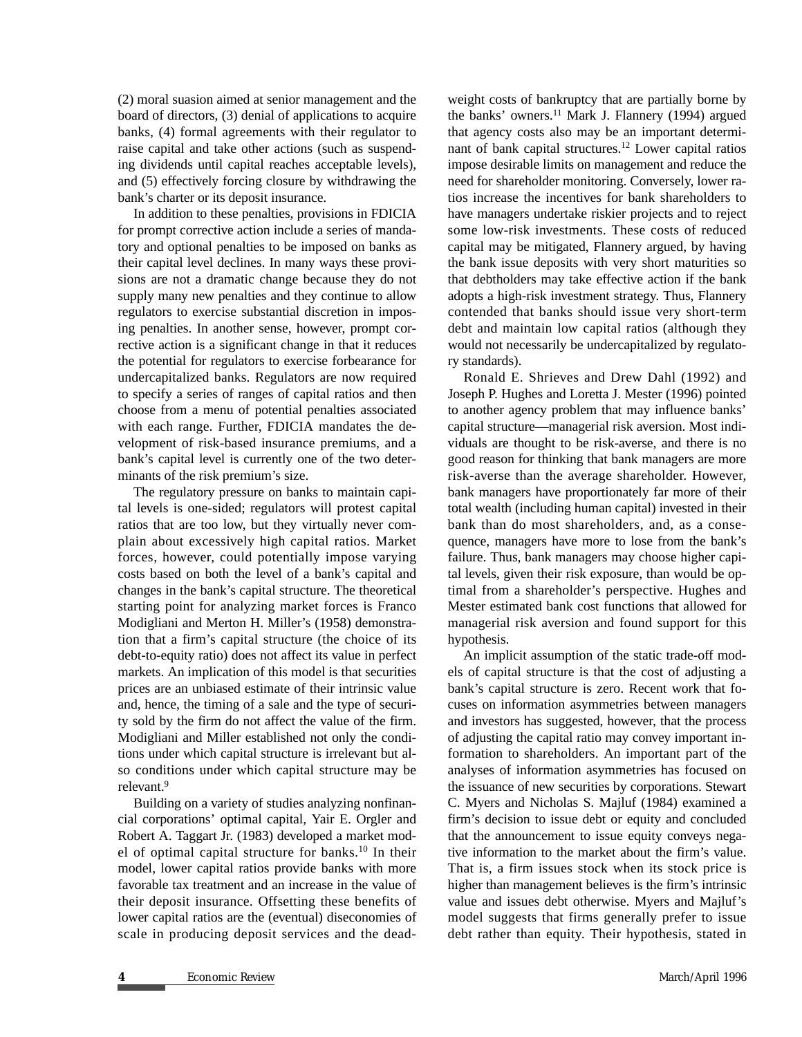(2) moral suasion aimed at senior management and the board of directors, (3) denial of applications to acquire banks, (4) formal agreements with their regulator to raise capital and take other actions (such as suspending dividends until capital reaches acceptable levels), and (5) effectively forcing closure by withdrawing the bank's charter or its deposit insurance.

In addition to these penalties, provisions in FDICIA for prompt corrective action include a series of mandatory and optional penalties to be imposed on banks as their capital level declines. In many ways these provisions are not a dramatic change because they do not supply many new penalties and they continue to allow regulators to exercise substantial discretion in imposing penalties. In another sense, however, prompt corrective action is a significant change in that it reduces the potential for regulators to exercise forbearance for undercapitalized banks. Regulators are now required to specify a series of ranges of capital ratios and then choose from a menu of potential penalties associated with each range. Further, FDICIA mandates the development of risk-based insurance premiums, and a bank's capital level is currently one of the two determinants of the risk premium's size.

The regulatory pressure on banks to maintain capital levels is one-sided; regulators will protest capital ratios that are too low, but they virtually never complain about excessively high capital ratios. Market forces, however, could potentially impose varying costs based on both the level of a bank's capital and changes in the bank's capital structure. The theoretical starting point for analyzing market forces is Franco Modigliani and Merton H. Miller's (1958) demonstration that a firm's capital structure (the choice of its debt-to-equity ratio) does not affect its value in perfect markets. An implication of this model is that securities prices are an unbiased estimate of their intrinsic value and, hence, the timing of a sale and the type of security sold by the firm do not affect the value of the firm. Modigliani and Miller established not only the conditions under which capital structure is irrelevant but also conditions under which capital structure may be relevant.[9]

Building on a variety of studies analyzing nonfinancial corporations' optimal capital, Yair E. Orgler and Robert A. Taggart Jr. (1983) developed a market model of optimal capital structure for banks.[10] In their model, lower capital ratios provide banks with more favorable tax treatment and an increase in the value of their deposit insurance. Offsetting these benefits of lower capital ratios are the (eventual) diseconomies of scale in producing deposit services and the deadweight costs of bankruptcy that are partially borne by the banks' owners.[11] Mark J. Flannery (1994) argued that agency costs also may be an important determinant of bank capital structures.[12] Lower capital ratios impose desirable limits on management and reduce the need for shareholder monitoring. Conversely, lower ratios increase the incentives for bank shareholders to have managers undertake riskier projects and to reject some low-risk investments. These costs of reduced capital may be mitigated, Flannery argued, by having the bank issue deposits with very short maturities so that debtholders may take effective action if the bank adopts a high-risk investment strategy. Thus, Flannery contended that banks should issue very short-term debt and maintain low capital ratios (although they would not necessarily be undercapitalized by regulatory standards).

Ronald E. Shrieves and Drew Dahl (1992) and Joseph P. Hughes and Loretta J. Mester (1996) pointed to another agency problem that may influence banks' capital structure—managerial risk aversion. Most individuals are thought to be risk-averse, and there is no good reason for thinking that bank managers are more risk-averse than the average shareholder. However, bank managers have proportionately far more of their total wealth (including human capital) invested in their bank than do most shareholders, and, as a consequence, managers have more to lose from the bank's failure. Thus, bank managers may choose higher capital levels, given their risk exposure, than would be optimal from a shareholder's perspective. Hughes and Mester estimated bank cost functions that allowed for managerial risk aversion and found support for this hypothesis.

An implicit assumption of the static trade-off models of capital structure is that the cost of adjusting a bank's capital structure is zero. Recent work that focuses on information asymmetries between managers and investors has suggested, however, that the process of adjusting the capital ratio may convey important information to shareholders. An important part of the analyses of information asymmetries has focused on the issuance of new securities by corporations. Stewart C. Myers and Nicholas S. Majluf (1984) examined a firm's decision to issue debt or equity and concluded that the announcement to issue equity conveys negative information to the market about the firm's value. That is, a firm issues stock when its stock price is higher than management believes is the firm's intrinsic value and issues debt otherwise. Myers and Majluf's model suggests that firms generally prefer to issue debt rather than equity. Their hypothesis, stated in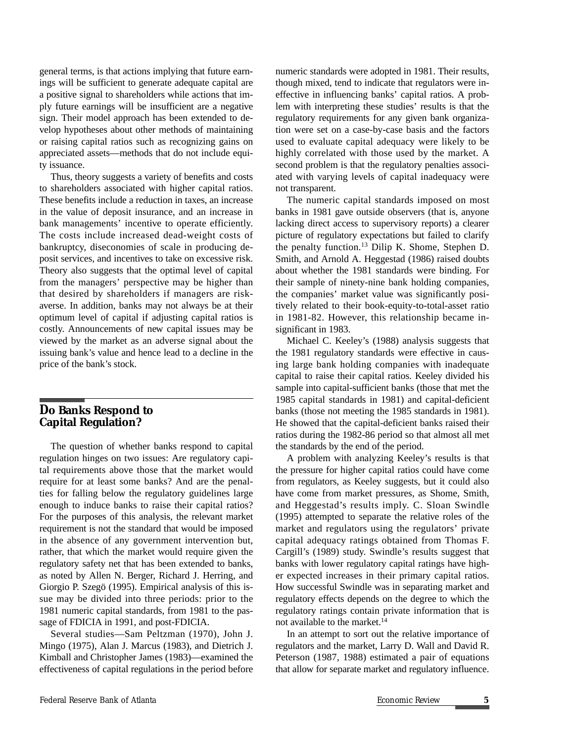general terms, is that actions implying that future earnings will be sufficient to generate adequate capital are a positive signal to shareholders while actions that imply future earnings will be insufficient are a negative sign. Their model approach has been extended to develop hypotheses about other methods of maintaining or raising capital ratios such as recognizing gains on appreciated assets—methods that do not include equity issuance.

Thus, theory suggests a variety of benefits and costs to shareholders associated with higher capital ratios. These benefits include a reduction in taxes, an increase in the value of deposit insurance, and an increase in bank managements' incentive to operate efficiently. The costs include increased dead-weight costs of bankruptcy, diseconomies of scale in producing deposit services, and incentives to take on excessive risk. Theory also suggests that the optimal level of capital from the managers' perspective may be higher than that desired by shareholders if managers are risk-averse. In addition, banks may not always be at their optimum level of capital if adjusting capital ratios is costly. Announcements of new capital issues may be viewed by the market as an adverse signal about the issuing bank's value and hence lead to a decline in the price of the bank's stock.

## Do Banks Respond to Capital Regulation?

The question of whether banks respond to capital regulation hinges on two issues: Are regulatory capital requirements above those that the market would require for at least some banks? And are the penalties for falling below the regulatory guidelines large enough to induce banks to raise their capital ratios? For the purposes of this analysis, the relevant market requirement is not the standard that would be imposed in the absence of any government intervention but, rather, that which the market would require given the regulatory safety net that has been extended to banks, as noted by Allen N. Berger, Richard J. Herring, and Giorgio P. Szegö (1995). Empirical analysis of this issue may be divided into three periods: prior to the 1981 numeric capital standards, from 1981 to the passage of FDICIA in 1991, and post-FDICIA.

Several studies—Sam Peltzman (1970), John J. Mingo (1975), Alan J. Marcus (1983), and Dietrich J. Kimball and Christopher James (1983)—examined the effectiveness of capital regulations in the period before numeric standards were adopted in 1981. Their results, though mixed, tend to indicate that regulators were ineffective in influencing banks' capital ratios. A problem with interpreting these studies' results is that the regulatory requirements for any given bank organization were set on a case-by-case basis and the factors used to evaluate capital adequacy were likely to be highly correlated with those used by the market. A second problem is that the regulatory penalties associated with varying levels of capital inadequacy were not transparent.

The numeric capital standards imposed on most banks in 1981 gave outside observers (that is, anyone lacking direct access to supervisory reports) a clearer picture of regulatory expectations but failed to clarify the penalty function.[13] Dilip K. Shome, Stephen D. Smith, and Arnold A. Heggestad (1986) raised doubts about whether the 1981 standards were binding. For their sample of ninety-nine bank holding companies, the companies' market value was significantly positively related to their book-equity-to-total-asset ratio in 1981-82. However, this relationship became insignificant in 1983.

Michael C. Keeley's (1988) analysis suggests that the 1981 regulatory standards were effective in causing large bank holding companies with inadequate capital to raise their capital ratios. Keeley divided his sample into capital-sufficient banks (those that met the 1985 capital standards in 1981) and capital-deficient banks (those not meeting the 1985 standards in 1981). He showed that the capital-deficient banks raised their ratios during the 1982-86 period so that almost all met the standards by the end of the period.

A problem with analyzing Keeley's results is that the pressure for higher capital ratios could have come from regulators, as Keeley suggests, but it could also have come from market pressures, as Shome, Smith, and Heggestad's results imply. C. Sloan Swindle (1995) attempted to separate the relative roles of the market and regulators using the regulators' private capital adequacy ratings obtained from Thomas F. Cargill's (1989) study. Swindle's results suggest that banks with lower regulatory capital ratings have higher expected increases in their primary capital ratios. How successful Swindle was in separating market and regulatory effects depends on the degree to which the regulatory ratings contain private information that is not available to the market.[14]

In an attempt to sort out the relative importance of regulators and the market, Larry D. Wall and David R. Peterson (1987, 1988) estimated a pair of equations that allow for separate market and regulatory influence.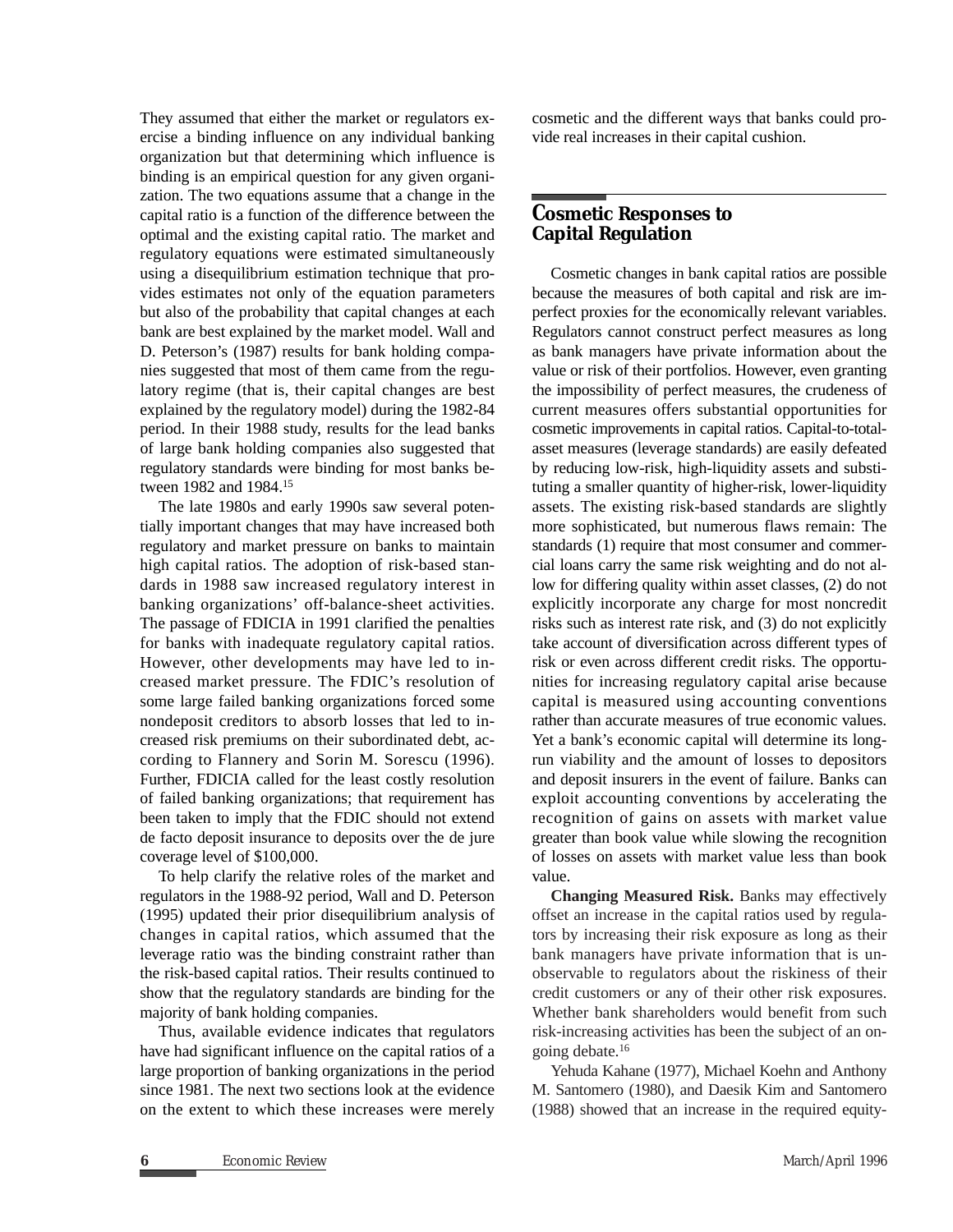They assumed that either the market or regulators exercise a binding influence on any individual banking organization but that determining which influence is binding is an empirical question for any given organization. The two equations assume that a change in the capital ratio is a function of the difference between the optimal and the existing capital ratio. The market and regulatory equations were estimated simultaneously using a disequilibrium estimation technique that provides estimates not only of the equation parameters but also of the probability that capital changes at each bank are best explained by the market model. Wall and D. Peterson's (1987) results for bank holding companies suggested that most of them came from the regulatory regime (that is, their capital changes are best explained by the regulatory model) during the 1982-84 period. In their 1988 study, results for the lead banks of large bank holding companies also suggested that regulatory standards were binding for most banks between 1982 and 1984.[15]

The late 1980s and early 1990s saw several potentially important changes that may have increased both regulatory and market pressure on banks to maintain high capital ratios. The adoption of risk-based standards in 1988 saw increased regulatory interest in banking organizations' off-balance-sheet activities. The passage of FDICIA in 1991 clarified the penalties for banks with inadequate regulatory capital ratios. However, other developments may have led to increased market pressure. The FDIC's resolution of some large failed banking organizations forced some nondeposit creditors to absorb losses that led to increased risk premiums on their subordinated debt, according to Flannery and Sorin M. Sorescu (1996). Further, FDICIA called for the least costly resolution of failed banking organizations; that requirement has been taken to imply that the FDIC should not extend de facto deposit insurance to deposits over the de jure coverage level of $100,000.

To help clarify the relative roles of the market and regulators in the 1988-92 period, Wall and D. Peterson (1995) updated their prior disequilibrium analysis of changes in capital ratios, which assumed that the leverage ratio was the binding constraint rather than the risk-based capital ratios. Their results continued to show that the regulatory standards are binding for the majority of bank holding companies.

Thus, available evidence indicates that regulators have had significant influence on the capital ratios of a large proportion of banking organizations in the period since 1981. The next two sections look at the evidence on the extent to which these increases were merely cosmetic and the different ways that banks could provide real increases in their capital cushion.

## Cosmetic Responses to Capital Regulation

Cosmetic changes in bank capital ratios are possible because the measures of both capital and risk are imperfect proxies for the economically relevant variables. Regulators cannot construct perfect measures as long as bank managers have private information about the value or risk of their portfolios. However, even granting the impossibility of perfect measures, the crudeness of current measures offers substantial opportunities for cosmetic improvements in capital ratios. Capital-to-total-asset measures (leverage standards) are easily defeated by reducing low-risk, high-liquidity assets and substituting a smaller quantity of higher-risk, lower-liquidity assets. The existing risk-based standards are slightly more sophisticated, but numerous flaws remain: The standards (1) require that most consumer and commercial loans carry the same risk weighting and do not allow for differing quality within asset classes, (2) do not explicitly incorporate any charge for most noncredit risks such as interest rate risk, and (3) do not explicitly take account of diversification across different types of risk or even across different credit risks. The opportunities for increasing regulatory capital arise because capital is measured using accounting conventions rather than accurate measures of true economic values. Yet a bank's economic capital will determine its long-run viability and the amount of losses to depositors and deposit insurers in the event of failure. Banks can exploit accounting conventions by accelerating the recognition of gains on assets with market value greater than book value while slowing the recognition of losses on assets with market value less than book value.

**Changing Measured Risk.** Banks may effectively offset an increase in the capital ratios used by regulators by increasing their risk exposure as long as their bank managers have private information that is unobservable to regulators about the riskiness of their credit customers or any of their other risk exposures. Whether bank shareholders would benefit from such risk-increasing activities has been the subject of an ongoing debate.[16]

Yehuda Kahane (1977), Michael Koehn and Anthony M. Santomero (1980), and Daesik Kim and Santomero (1988) showed that an increase in the required equity-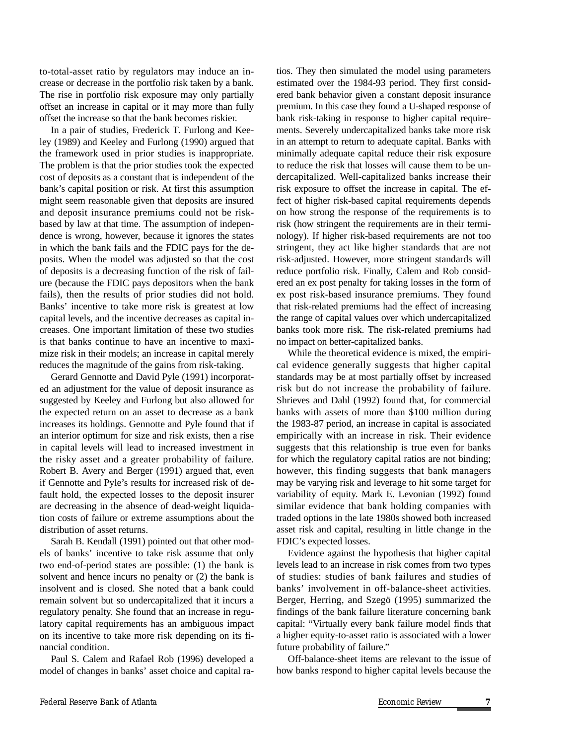to-total-asset ratio by regulators may induce an increase or decrease in the portfolio risk taken by a bank. The rise in portfolio risk exposure may only partially offset an increase in capital or it may more than fully offset the increase so that the bank becomes riskier.

In a pair of studies, Frederick T. Furlong and Keeley (1989) and Keeley and Furlong (1990) argued that the framework used in prior studies is inappropriate. The problem is that the prior studies took the expected cost of deposits as a constant that is independent of the bank's capital position or risk. At first this assumption might seem reasonable given that deposits are insured and deposit insurance premiums could not be risk-based by law at that time. The assumption of independence is wrong, however, because it ignores the states in which the bank fails and the FDIC pays for the deposits. When the model was adjusted so that the cost of deposits is a decreasing function of the risk of failure (because the FDIC pays depositors when the bank fails), then the results of prior studies did not hold. Banks' incentive to take more risk is greatest at low capital levels, and the incentive decreases as capital increases. One important limitation of these two studies is that banks continue to have an incentive to maximize risk in their models; an increase in capital merely reduces the magnitude of the gains from risk-taking.

Gerard Gennotte and David Pyle (1991) incorporated an adjustment for the value of deposit insurance as suggested by Keeley and Furlong but also allowed for the expected return on an asset to decrease as a bank increases its holdings. Gennotte and Pyle found that if an interior optimum for size and risk exists, then a rise in capital levels will lead to increased investment in the risky asset and a greater probability of failure. Robert B. Avery and Berger (1991) argued that, even if Gennotte and Pyle's results for increased risk of default hold, the expected losses to the deposit insurer are decreasing in the absence of dead-weight liquidation costs of failure or extreme assumptions about the distribution of asset returns.

Sarah B. Kendall (1991) pointed out that other models of banks' incentive to take risk assume that only two end-of-period states are possible: (1) the bank is solvent and hence incurs no penalty or (2) the bank is insolvent and is closed. She noted that a bank could remain solvent but so undercapitalized that it incurs a regulatory penalty. She found that an increase in regulatory capital requirements has an ambiguous impact on its incentive to take more risk depending on its financial condition.

Paul S. Calem and Rafael Rob (1996) developed a model of changes in banks' asset choice and capital ratios. They then simulated the model using parameters estimated over the 1984-93 period. They first considered bank behavior given a constant deposit insurance premium. In this case they found a U-shaped response of bank risk-taking in response to higher capital requirements. Severely undercapitalized banks take more risk in an attempt to return to adequate capital. Banks with minimally adequate capital reduce their risk exposure to reduce the risk that losses will cause them to be undercapitalized. Well-capitalized banks increase their risk exposure to offset the increase in capital. The effect of higher risk-based capital requirements depends on how strong the response of the requirements is to risk (how stringent the requirements are in their terminology). If higher risk-based requirements are not too stringent, they act like higher standards that are not risk-adjusted. However, more stringent standards will reduce portfolio risk. Finally, Calem and Rob considered an ex post penalty for taking losses in the form of ex post risk-based insurance premiums. They found that risk-related premiums had the effect of increasing the range of capital values over which undercapitalized banks took more risk. The risk-related premiums had no impact on better-capitalized banks.

While the theoretical evidence is mixed, the empirical evidence generally suggests that higher capital standards may be at most partially offset by increased risk but do not increase the probability of failure. Shrieves and Dahl (1992) found that, for commercial banks with assets of more than $100 million during the 1983-87 period, an increase in capital is associated empirically with an increase in risk. Their evidence suggests that this relationship is true even for banks for which the regulatory capital ratios are not binding; however, this finding suggests that bank managers may be varying risk and leverage to hit some target for variability of equity. Mark E. Levonian (1992) found similar evidence that bank holding companies with traded options in the late 1980s showed both increased asset risk and capital, resulting in little change in the FDIC's expected losses.

Evidence against the hypothesis that higher capital levels lead to an increase in risk comes from two types of studies: studies of bank failures and studies of banks' involvement in off-balance-sheet activities. Berger, Herring, and Szegö (1995) summarized the findings of the bank failure literature concerning bank capital: "Virtually every bank failure model finds that a higher equity-to-asset ratio is associated with a lower future probability of failure."

Off-balance-sheet items are relevant to the issue of how banks respond to higher capital levels because the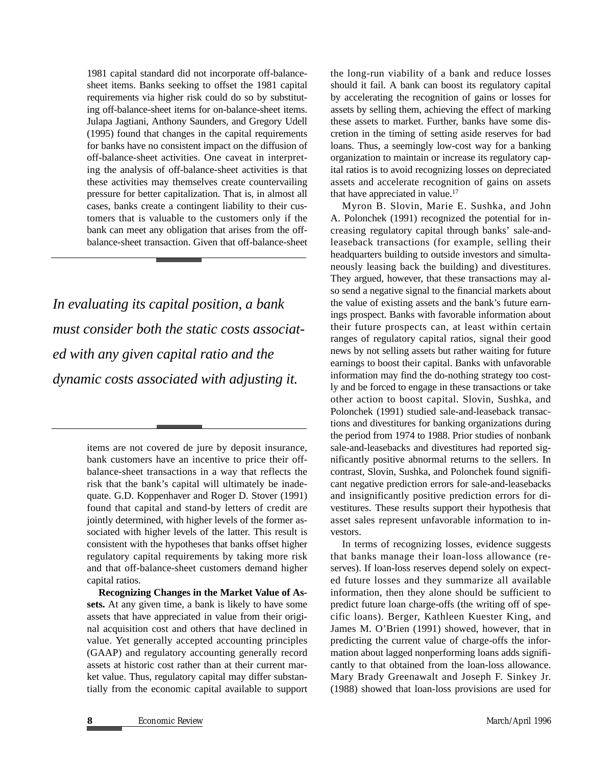1981 capital standard did not incorporate off-balance-sheet items. Banks seeking to offset the 1981 capital requirements via higher risk could do so by substituting off-balance-sheet items for on-balance-sheet items. Julapa Jagtiani, Anthony Saunders, and Gregory Udell (1995) found that changes in the capital requirements for banks have no consistent impact on the diffusion of off-balance-sheet activities. One caveat in interpreting the analysis of off-balance-sheet activities is that these activities may themselves create countervailing pressure for better capitalization. That is, in almost all cases, banks create a contingent liability to their customers that is valuable to the customers only if the bank can meet any obligation that arises from the off-balance-sheet transaction. Given that off-balance-sheet items are not covered de jure by deposit insurance, bank customers have an incentive to price their off-balance-sheet transactions in a way that reflects the risk that the bank's capital will ultimately be inadequate. G.D. Koppenhaver and Roger D. Stover (1991) found that capital and stand-by letters of credit are jointly determined, with higher levels of the former associated with higher levels of the latter. This result is consistent with the hypotheses that banks offset higher regulatory capital requirements by taking more risk and that off-balance-sheet customers demand higher capital ratios.

*In evaluating its capital position, a bank must consider both the static costs associated with any given capital ratio and the dynamic costs associated with adjusting it.*

**Recognizing Changes in the Market Value of Assets.** At any given time, a bank is likely to have some assets that have appreciated in value from their original acquisition cost and others that have declined in value. Yet generally accepted accounting principles (GAAP) and regulatory accounting generally record assets at historic cost rather than at their current market value. Thus, regulatory capital may differ substantially from the economic capital available to support the long-run viability of a bank and reduce losses should it fail. A bank can boost its regulatory capital by accelerating the recognition of gains or losses for assets by selling them, achieving the effect of marking these assets to market. Further, banks have some discretion in the timing of setting aside reserves for bad loans. Thus, a seemingly low-cost way for a banking organization to maintain or increase its regulatory capital ratios is to avoid recognizing losses on depreciated assets and accelerate recognition of gains on assets that have appreciated in value.[17]

Myron B. Slovin, Marie E. Sushka, and John A. Polonchek (1991) recognized the potential for increasing regulatory capital through banks' sale-and-leaseback transactions (for example, selling their headquarters building to outside investors and simultaneously leasing back the building) and divestitures. They argued, however, that these transactions may also send a negative signal to the financial markets about the value of existing assets and the bank's future earnings prospect. Banks with favorable information about their future prospects can, at least within certain ranges of regulatory capital ratios, signal their good news by not selling assets but rather waiting for future earnings to boost their capital. Banks with unfavorable information may find the do-nothing strategy too costly and be forced to engage in these transactions or take other action to boost capital. Slovin, Sushka, and Polonchek (1991) studied sale-and-leaseback transactions and divestitures for banking organizations during the period from 1974 to 1988. Prior studies of nonbank sale-and-leasebacks and divestitures had reported significantly positive abnormal returns to the sellers. In contrast, Slovin, Sushka, and Polonchek found significant negative prediction errors for sale-and-leasebacks and insignificantly positive prediction errors for divestitures. These results support their hypothesis that asset sales represent unfavorable information to investors.

In terms of recognizing losses, evidence suggests that banks manage their loan-loss allowance (reserves). If loan-loss reserves depend solely on expected future losses and they summarize all available information, then they alone should be sufficient to predict future loan charge-offs (the writing off of specific loans). Berger, Kathleen Kuester King, and James M. O'Brien (1991) showed, however, that in predicting the current value of charge-offs the information about lagged nonperforming loans adds significantly to that obtained from the loan-loss allowance. Mary Brady Greenawalt and Joseph F. Sinkey Jr. (1988) showed that loan-loss provisions are used for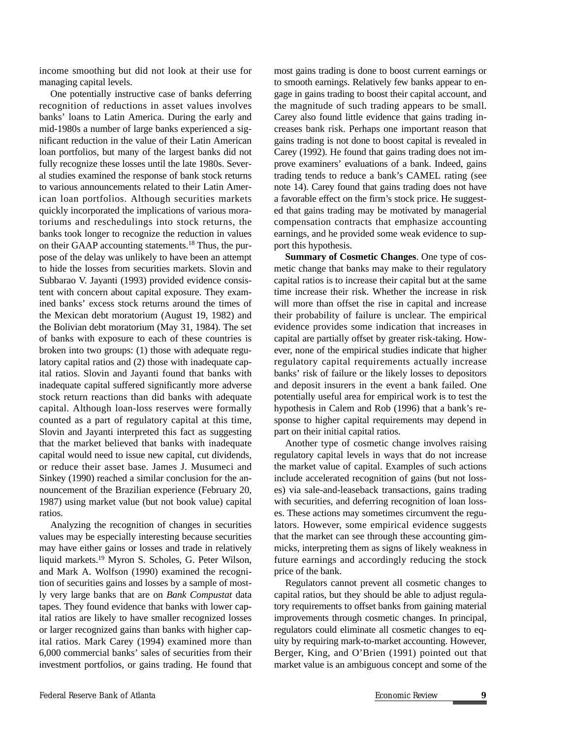income smoothing but did not look at their use for managing capital levels.

One potentially instructive case of banks deferring recognition of reductions in asset values involves banks' loans to Latin America. During the early and mid-1980s a number of large banks experienced a significant reduction in the value of their Latin American loan portfolios, but many of the largest banks did not fully recognize these losses until the late 1980s. Several studies examined the response of bank stock returns to various announcements related to their Latin American loan portfolios. Although securities markets quickly incorporated the implications of various moratoriums and reschedulings into stock returns, the banks took longer to recognize the reduction in values on their GAAP accounting statements.[18] Thus, the purpose of the delay was unlikely to have been an attempt to hide the losses from securities markets. Slovin and Subbarao V. Jayanti (1993) provided evidence consistent with concern about capital exposure. They examined banks' excess stock returns around the times of the Mexican debt moratorium (August 19, 1982) and the Bolivian debt moratorium (May 31, 1984). The set of banks with exposure to each of these countries is broken into two groups: (1) those with adequate regulatory capital ratios and (2) those with inadequate capital ratios. Slovin and Jayanti found that banks with inadequate capital suffered significantly more adverse stock return reactions than did banks with adequate capital. Although loan-loss reserves were formally counted as a part of regulatory capital at this time, Slovin and Jayanti interpreted this fact as suggesting that the market believed that banks with inadequate capital would need to issue new capital, cut dividends, or reduce their asset base. James J. Musumeci and Sinkey (1990) reached a similar conclusion for the announcement of the Brazilian experience (February 20, 1987) using market value (but not book value) capital ratios.

Analyzing the recognition of changes in securities values may be especially interesting because securities may have either gains or losses and trade in relatively liquid markets.[19] Myron S. Scholes, G. Peter Wilson, and Mark A. Wolfson (1990) examined the recognition of securities gains and losses by a sample of mostly very large banks that are on *Bank Compustat* data tapes. They found evidence that banks with lower capital ratios are likely to have smaller recognized losses or larger recognized gains than banks with higher capital ratios. Mark Carey (1994) examined more than 6,000 commercial banks' sales of securities from their investment portfolios, or gains trading. He found that most gains trading is done to boost current earnings or to smooth earnings. Relatively few banks appear to engage in gains trading to boost their capital account, and the magnitude of such trading appears to be small. Carey also found little evidence that gains trading increases bank risk. Perhaps one important reason that gains trading is not done to boost capital is revealed in Carey (1992). He found that gains trading does not improve examiners' evaluations of a bank. Indeed, gains trading tends to reduce a bank's CAMEL rating (see note 14). Carey found that gains trading does not have a favorable effect on the firm's stock price. He suggested that gains trading may be motivated by managerial compensation contracts that emphasize accounting earnings, and he provided some weak evidence to support this hypothesis.

**Summary of Cosmetic Changes**. One type of cosmetic change that banks may make to their regulatory capital ratios is to increase their capital but at the same time increase their risk. Whether the increase in risk will more than offset the rise in capital and increase their probability of failure is unclear. The empirical evidence provides some indication that increases in capital are partially offset by greater risk-taking. However, none of the empirical studies indicate that higher regulatory capital requirements actually increase banks' risk of failure or the likely losses to depositors and deposit insurers in the event a bank failed. One potentially useful area for empirical work is to test the hypothesis in Calem and Rob (1996) that a bank's response to higher capital requirements may depend in part on their initial capital ratios.

Another type of cosmetic change involves raising regulatory capital levels in ways that do not increase the market value of capital. Examples of such actions include accelerated recognition of gains (but not losses) via sale-and-leaseback transactions, gains trading with securities, and deferring recognition of loan losses. These actions may sometimes circumvent the regulators. However, some empirical evidence suggests that the market can see through these accounting gimmicks, interpreting them as signs of likely weakness in future earnings and accordingly reducing the stock price of the bank.

Regulators cannot prevent all cosmetic changes to capital ratios, but they should be able to adjust regulatory requirements to offset banks from gaining material improvements through cosmetic changes. In principal, regulators could eliminate all cosmetic changes to equity by requiring mark-to-market accounting. However, Berger, King, and O'Brien (1991) pointed out that market value is an ambiguous concept and some of the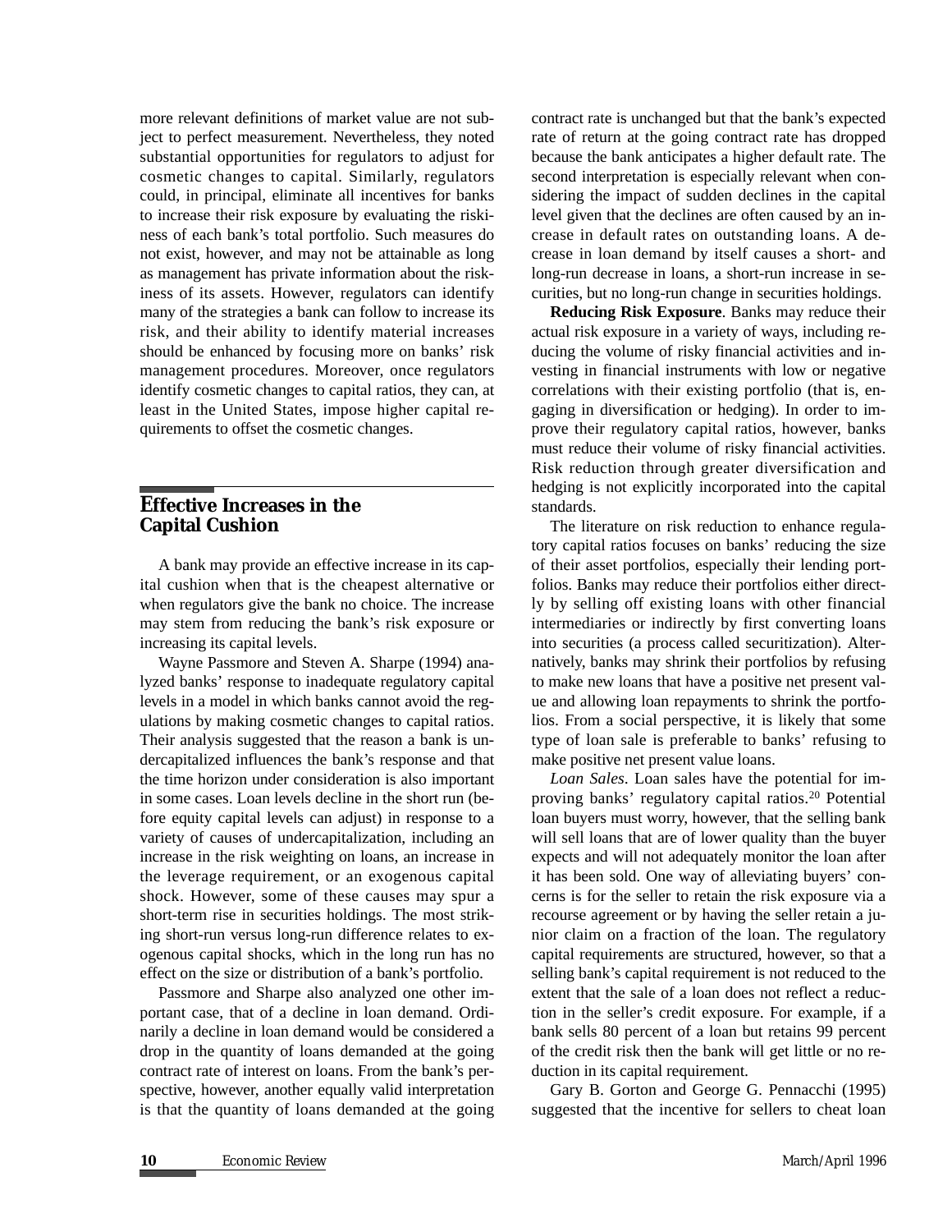more relevant definitions of market value are not subject to perfect measurement. Nevertheless, they noted substantial opportunities for regulators to adjust for cosmetic changes to capital. Similarly, regulators could, in principal, eliminate all incentives for banks to increase their risk exposure by evaluating the riskiness of each bank's total portfolio. Such measures do not exist, however, and may not be attainable as long as management has private information about the riskiness of its assets. However, regulators can identify many of the strategies a bank can follow to increase its risk, and their ability to identify material increases should be enhanced by focusing more on banks' risk management procedures. Moreover, once regulators identify cosmetic changes to capital ratios, they can, at least in the United States, impose higher capital requirements to offset the cosmetic changes.

## Effective Increases in the Capital Cushion

A bank may provide an effective increase in its capital cushion when that is the cheapest alternative or when regulators give the bank no choice. The increase may stem from reducing the bank's risk exposure or increasing its capital levels.

Wayne Passmore and Steven A. Sharpe (1994) analyzed banks' response to inadequate regulatory capital levels in a model in which banks cannot avoid the regulations by making cosmetic changes to capital ratios. Their analysis suggested that the reason a bank is undercapitalized influences the bank's response and that the time horizon under consideration is also important in some cases. Loan levels decline in the short run (before equity capital levels can adjust) in response to a variety of causes of undercapitalization, including an increase in the risk weighting on loans, an increase in the leverage requirement, or an exogenous capital shock. However, some of these causes may spur a short-term rise in securities holdings. The most striking short-run versus long-run difference relates to exogenous capital shocks, which in the long run has no effect on the size or distribution of a bank's portfolio.

Passmore and Sharpe also analyzed one other important case, that of a decline in loan demand. Ordinarily a decline in loan demand would be considered a drop in the quantity of loans demanded at the going contract rate of interest on loans. From the bank's perspective, however, another equally valid interpretation is that the quantity of loans demanded at the going contract rate is unchanged but that the bank's expected rate of return at the going contract rate has dropped because the bank anticipates a higher default rate. The second interpretation is especially relevant when considering the impact of sudden declines in the capital level given that the declines are often caused by an increase in default rates on outstanding loans. A decrease in loan demand by itself causes a short- and long-run decrease in loans, a short-run increase in securities, but no long-run change in securities holdings.

**Reducing Risk Exposure**. Banks may reduce their actual risk exposure in a variety of ways, including reducing the volume of risky financial activities and investing in financial instruments with low or negative correlations with their existing portfolio (that is, engaging in diversification or hedging). In order to improve their regulatory capital ratios, however, banks must reduce their volume of risky financial activities. Risk reduction through greater diversification and hedging is not explicitly incorporated into the capital standards.

The literature on risk reduction to enhance regulatory capital ratios focuses on banks' reducing the size of their asset portfolios, especially their lending portfolios. Banks may reduce their portfolios either directly by selling off existing loans with other financial intermediaries or indirectly by first converting loans into securities (a process called securitization). Alternatively, banks may shrink their portfolios by refusing to make new loans that have a positive net present value and allowing loan repayments to shrink the portfolios. From a social perspective, it is likely that some type of loan sale is preferable to banks' refusing to make positive net present value loans.

*Loan Sales*. Loan sales have the potential for improving banks' regulatory capital ratios.[20] Potential loan buyers must worry, however, that the selling bank will sell loans that are of lower quality than the buyer expects and will not adequately monitor the loan after it has been sold. One way of alleviating buyers' concerns is for the seller to retain the risk exposure via a recourse agreement or by having the seller retain a junior claim on a fraction of the loan. The regulatory capital requirements are structured, however, so that a selling bank's capital requirement is not reduced to the extent that the sale of a loan does not reflect a reduction in the seller's credit exposure. For example, if a bank sells 80 percent of a loan but retains 99 percent of the credit risk then the bank will get little or no reduction in its capital requirement.

Gary B. Gorton and George G. Pennacchi (1995) suggested that the incentive for sellers to cheat loan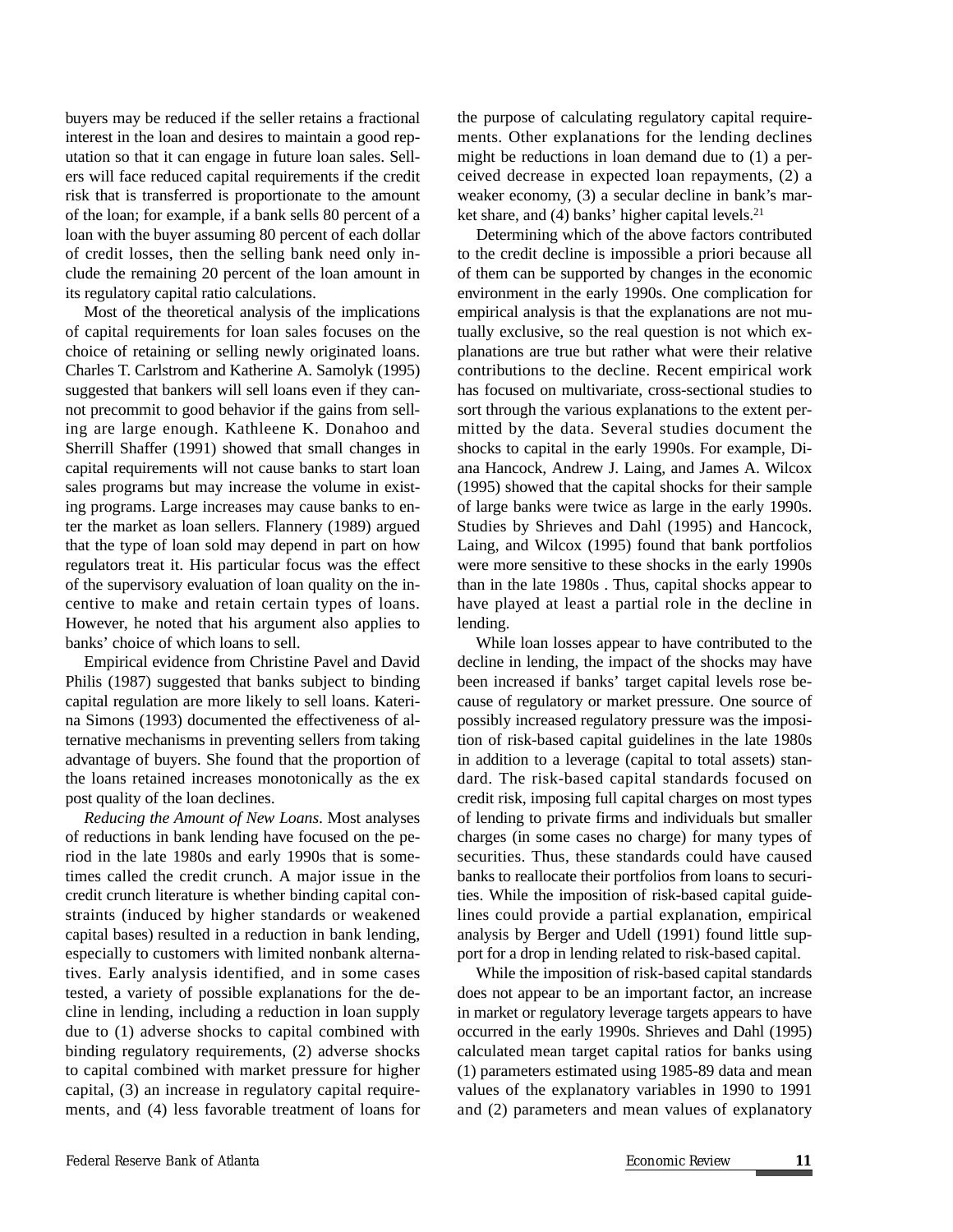buyers may be reduced if the seller retains a fractional interest in the loan and desires to maintain a good reputation so that it can engage in future loan sales. Sellers will face reduced capital requirements if the credit risk that is transferred is proportionate to the amount of the loan; for example, if a bank sells 80 percent of a loan with the buyer assuming 80 percent of each dollar of credit losses, then the selling bank need only include the remaining 20 percent of the loan amount in its regulatory capital ratio calculations.

Most of the theoretical analysis of the implications of capital requirements for loan sales focuses on the choice of retaining or selling newly originated loans. Charles T. Carlstrom and Katherine A. Samolyk (1995) suggested that bankers will sell loans even if they cannot precommit to good behavior if the gains from selling are large enough. Kathleene K. Donahoo and Sherrill Shaffer (1991) showed that small changes in capital requirements will not cause banks to start loan sales programs but may increase the volume in existing programs. Large increases may cause banks to enter the market as loan sellers. Flannery (1989) argued that the type of loan sold may depend in part on how regulators treat it. His particular focus was the effect of the supervisory evaluation of loan quality on the incentive to make and retain certain types of loans. However, he noted that his argument also applies to banks' choice of which loans to sell.

Empirical evidence from Christine Pavel and David Philis (1987) suggested that banks subject to binding capital regulation are more likely to sell loans. Katerina Simons (1993) documented the effectiveness of alternative mechanisms in preventing sellers from taking advantage of buyers. She found that the proportion of the loans retained increases monotonically as the ex post quality of the loan declines.

*Reducing the Amount of New Loans.* Most analyses of reductions in bank lending have focused on the period in the late 1980s and early 1990s that is sometimes called the credit crunch. A major issue in the credit crunch literature is whether binding capital constraints (induced by higher standards or weakened capital bases) resulted in a reduction in bank lending, especially to customers with limited nonbank alternatives. Early analysis identified, and in some cases tested, a variety of possible explanations for the decline in lending, including a reduction in loan supply due to (1) adverse shocks to capital combined with binding regulatory requirements, (2) adverse shocks to capital combined with market pressure for higher capital, (3) an increase in regulatory capital requirements, and (4) less favorable treatment of loans for the purpose of calculating regulatory capital requirements. Other explanations for the lending declines might be reductions in loan demand due to (1) a perceived decrease in expected loan repayments, (2) a weaker economy, (3) a secular decline in bank's market share, and (4) banks' higher capital levels.[21]

Determining which of the above factors contributed to the credit decline is impossible a priori because all of them can be supported by changes in the economic environment in the early 1990s. One complication for empirical analysis is that the explanations are not mutually exclusive, so the real question is not which explanations are true but rather what were their relative contributions to the decline. Recent empirical work has focused on multivariate, cross-sectional studies to sort through the various explanations to the extent permitted by the data. Several studies document the shocks to capital in the early 1990s. For example, Diana Hancock, Andrew J. Laing, and James A. Wilcox (1995) showed that the capital shocks for their sample of large banks were twice as large in the early 1990s. Studies by Shrieves and Dahl (1995) and Hancock, Laing, and Wilcox (1995) found that bank portfolios were more sensitive to these shocks in the early 1990s than in the late 1980s . Thus, capital shocks appear to have played at least a partial role in the decline in lending.

While loan losses appear to have contributed to the decline in lending, the impact of the shocks may have been increased if banks' target capital levels rose because of regulatory or market pressure. One source of possibly increased regulatory pressure was the imposition of risk-based capital guidelines in the late 1980s in addition to a leverage (capital to total assets) standard. The risk-based capital standards focused on credit risk, imposing full capital charges on most types of lending to private firms and individuals but smaller charges (in some cases no charge) for many types of securities. Thus, these standards could have caused banks to reallocate their portfolios from loans to securities. While the imposition of risk-based capital guidelines could provide a partial explanation, empirical analysis by Berger and Udell (1991) found little support for a drop in lending related to risk-based capital.

While the imposition of risk-based capital standards does not appear to be an important factor, an increase in market or regulatory leverage targets appears to have occurred in the early 1990s. Shrieves and Dahl (1995) calculated mean target capital ratios for banks using (1) parameters estimated using 1985-89 data and mean values of the explanatory variables in 1990 to 1991 and (2) parameters and mean values of explanatory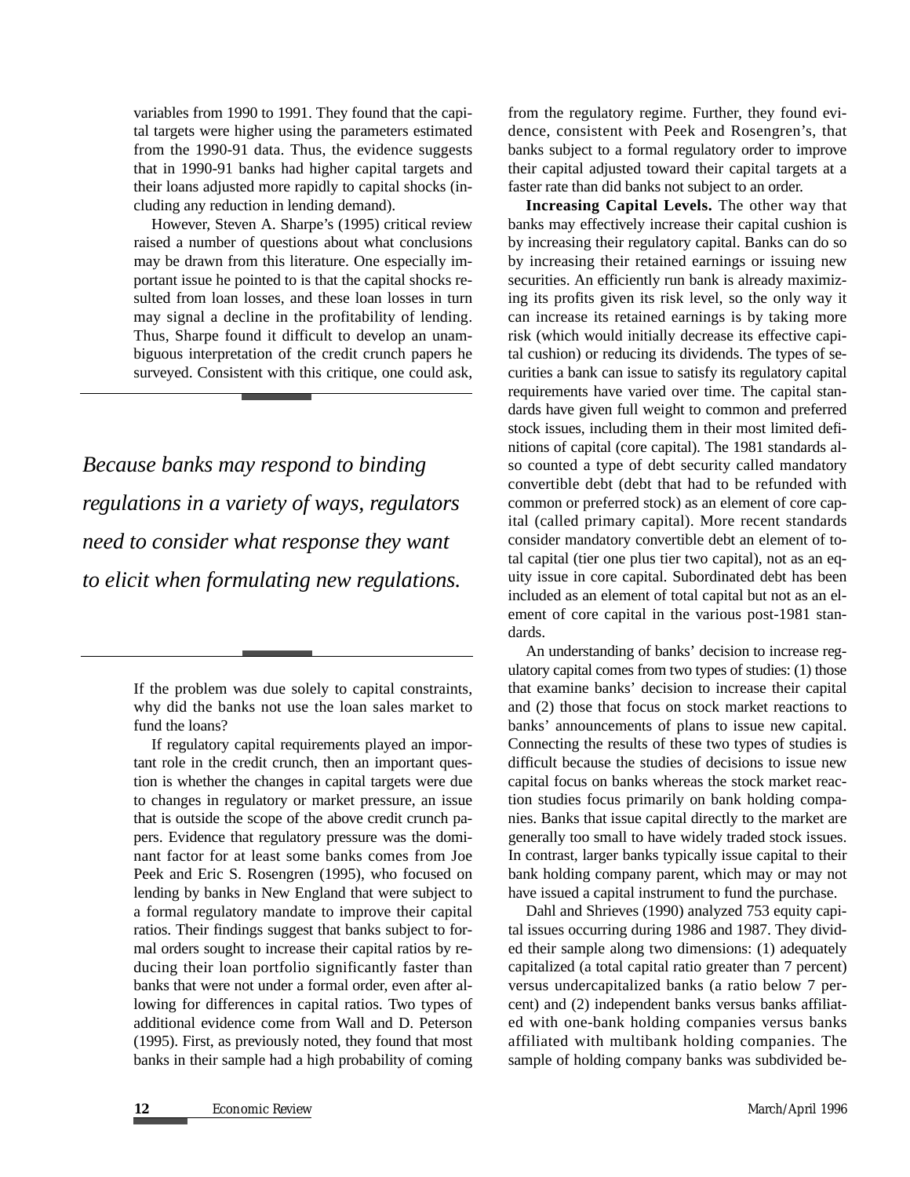variables from 1990 to 1991. They found that the capital targets were higher using the parameters estimated from the 1990-91 data. Thus, the evidence suggests that in 1990-91 banks had higher capital targets and their loans adjusted more rapidly to capital shocks (including any reduction in lending demand).

However, Steven A. Sharpe's (1995) critical review raised a number of questions about what conclusions may be drawn from this literature. One especially important issue he pointed to is that the capital shocks resulted from loan losses, and these loan losses in turn may signal a decline in the profitability of lending. Thus, Sharpe found it difficult to develop an unambiguous interpretation of the credit crunch papers he surveyed. Consistent with this critique, one could ask, If the problem was due solely to capital constraints, why did the banks not use the loan sales market to fund the loans?

*Because banks may respond to binding regulations in a variety of ways, regulators need to consider what response they want to elicit when formulating new regulations.*

If regulatory capital requirements played an important role in the credit crunch, then an important question is whether the changes in capital targets were due to changes in regulatory or market pressure, an issue that is outside the scope of the above credit crunch papers. Evidence that regulatory pressure was the dominant factor for at least some banks comes from Joe Peek and Eric S. Rosengren (1995), who focused on lending by banks in New England that were subject to a formal regulatory mandate to improve their capital ratios. Their findings suggest that banks subject to formal orders sought to increase their capital ratios by reducing their loan portfolio significantly faster than banks that were not under a formal order, even after allowing for differences in capital ratios. Two types of additional evidence come from Wall and D. Peterson (1995). First, as previously noted, they found that most banks in their sample had a high probability of coming from the regulatory regime. Further, they found evidence, consistent with Peek and Rosengren's, that banks subject to a formal regulatory order to improve their capital adjusted toward their capital targets at a faster rate than did banks not subject to an order.

**Increasing Capital Levels.** The other way that banks may effectively increase their capital cushion is by increasing their regulatory capital. Banks can do so by increasing their retained earnings or issuing new securities. An efficiently run bank is already maximizing its profits given its risk level, so the only way it can increase its retained earnings is by taking more risk (which would initially decrease its effective capital cushion) or reducing its dividends. The types of securities a bank can issue to satisfy its regulatory capital requirements have varied over time. The capital standards have given full weight to common and preferred stock issues, including them in their most limited definitions of capital (core capital). The 1981 standards also counted a type of debt security called mandatory convertible debt (debt that had to be refunded with common or preferred stock) as an element of core capital (called primary capital). More recent standards consider mandatory convertible debt an element of total capital (tier one plus tier two capital), not as an equity issue in core capital. Subordinated debt has been included as an element of total capital but not as an element of core capital in the various post-1981 standards.

An understanding of banks' decision to increase regulatory capital comes from two types of studies: (1) those that examine banks' decision to increase their capital and (2) those that focus on stock market reactions to banks' announcements of plans to issue new capital. Connecting the results of these two types of studies is difficult because the studies of decisions to issue new capital focus on banks whereas the stock market reaction studies focus primarily on bank holding companies. Banks that issue capital directly to the market are generally too small to have widely traded stock issues. In contrast, larger banks typically issue capital to their bank holding company parent, which may or may not have issued a capital instrument to fund the purchase.

Dahl and Shrieves (1990) analyzed 753 equity capital issues occurring during 1986 and 1987. They divided their sample along two dimensions: (1) adequately capitalized (a total capital ratio greater than 7 percent) versus undercapitalized banks (a ratio below 7 percent) and (2) independent banks versus banks affiliated with one-bank holding companies versus banks affiliated with multibank holding companies. The sample of holding company banks was subdivided be-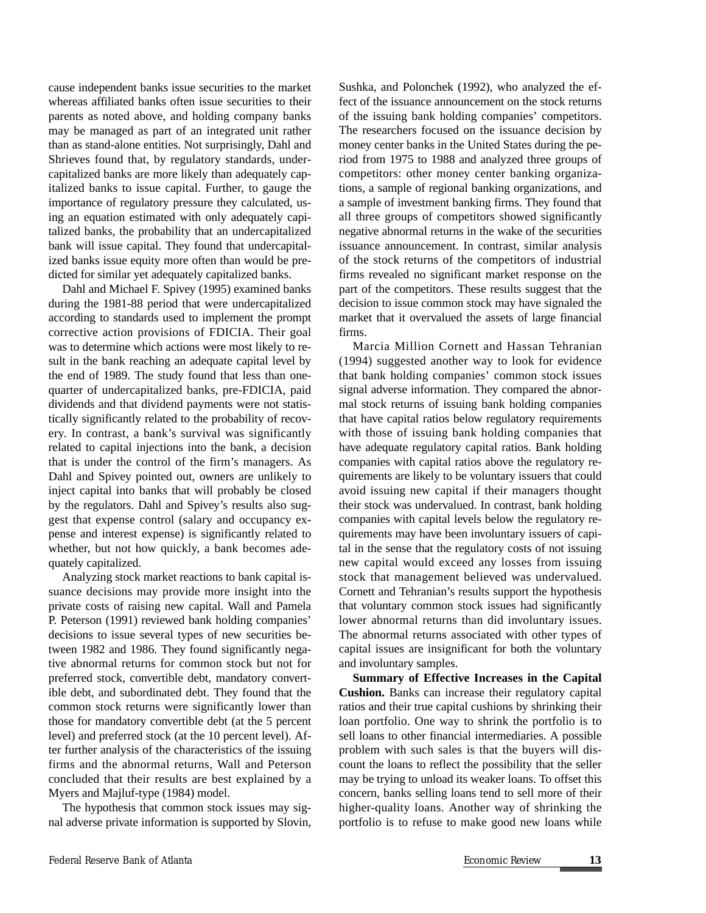cause independent banks issue securities to the market whereas affiliated banks often issue securities to their parents as noted above, and holding company banks may be managed as part of an integrated unit rather than as stand-alone entities. Not surprisingly, Dahl and Shrieves found that, by regulatory standards, undercapitalized banks are more likely than adequately capitalized banks to issue capital. Further, to gauge the importance of regulatory pressure they calculated, using an equation estimated with only adequately capitalized banks, the probability that an undercapitalized bank will issue capital. They found that undercapitalized banks issue equity more often than would be predicted for similar yet adequately capitalized banks.

Dahl and Michael F. Spivey (1995) examined banks during the 1981-88 period that were undercapitalized according to standards used to implement the prompt corrective action provisions of FDICIA. Their goal was to determine which actions were most likely to result in the bank reaching an adequate capital level by the end of 1989. The study found that less than one-quarter of undercapitalized banks, pre-FDICIA, paid dividends and that dividend payments were not statistically significantly related to the probability of recovery. In contrast, a bank's survival was significantly related to capital injections into the bank, a decision that is under the control of the firm's managers. As Dahl and Spivey pointed out, owners are unlikely to inject capital into banks that will probably be closed by the regulators. Dahl and Spivey's results also suggest that expense control (salary and occupancy expense and interest expense) is significantly related to whether, but not how quickly, a bank becomes adequately capitalized.

Analyzing stock market reactions to bank capital issuance decisions may provide more insight into the private costs of raising new capital. Wall and Pamela P. Peterson (1991) reviewed bank holding companies' decisions to issue several types of new securities between 1982 and 1986. They found significantly negative abnormal returns for common stock but not for preferred stock, convertible debt, mandatory convertible debt, and subordinated debt. They found that the common stock returns were significantly lower than those for mandatory convertible debt (at the 5 percent level) and preferred stock (at the 10 percent level). After further analysis of the characteristics of the issuing firms and the abnormal returns, Wall and Peterson concluded that their results are best explained by a Myers and Majluf-type (1984) model.

The hypothesis that common stock issues may signal adverse private information is supported by Slovin, Sushka, and Polonchek (1992), who analyzed the effect of the issuance announcement on the stock returns of the issuing bank holding companies' competitors. The researchers focused on the issuance decision by money center banks in the United States during the period from 1975 to 1988 and analyzed three groups of competitors: other money center banking organizations, a sample of regional banking organizations, and a sample of investment banking firms. They found that all three groups of competitors showed significantly negative abnormal returns in the wake of the securities issuance announcement. In contrast, similar analysis of the stock returns of the competitors of industrial firms revealed no significant market response on the part of the competitors. These results suggest that the decision to issue common stock may have signaled the market that it overvalued the assets of large financial firms.

Marcia Million Cornett and Hassan Tehranian (1994) suggested another way to look for evidence that bank holding companies' common stock issues signal adverse information. They compared the abnormal stock returns of issuing bank holding companies that have capital ratios below regulatory requirements with those of issuing bank holding companies that have adequate regulatory capital ratios. Bank holding companies with capital ratios above the regulatory requirements are likely to be voluntary issuers that could avoid issuing new capital if their managers thought their stock was undervalued. In contrast, bank holding companies with capital levels below the regulatory requirements may have been involuntary issuers of capital in the sense that the regulatory costs of not issuing new capital would exceed any losses from issuing stock that management believed was undervalued. Cornett and Tehranian's results support the hypothesis that voluntary common stock issues had significantly lower abnormal returns than did involuntary issues. The abnormal returns associated with other types of capital issues are insignificant for both the voluntary and involuntary samples.

**Summary of Effective Increases in the Capital Cushion.** Banks can increase their regulatory capital ratios and their true capital cushions by shrinking their loan portfolio. One way to shrink the portfolio is to sell loans to other financial intermediaries. A possible problem with such sales is that the buyers will discount the loans to reflect the possibility that the seller may be trying to unload its weaker loans. To offset this concern, banks selling loans tend to sell more of their higher-quality loans. Another way of shrinking the portfolio is to refuse to make good new loans while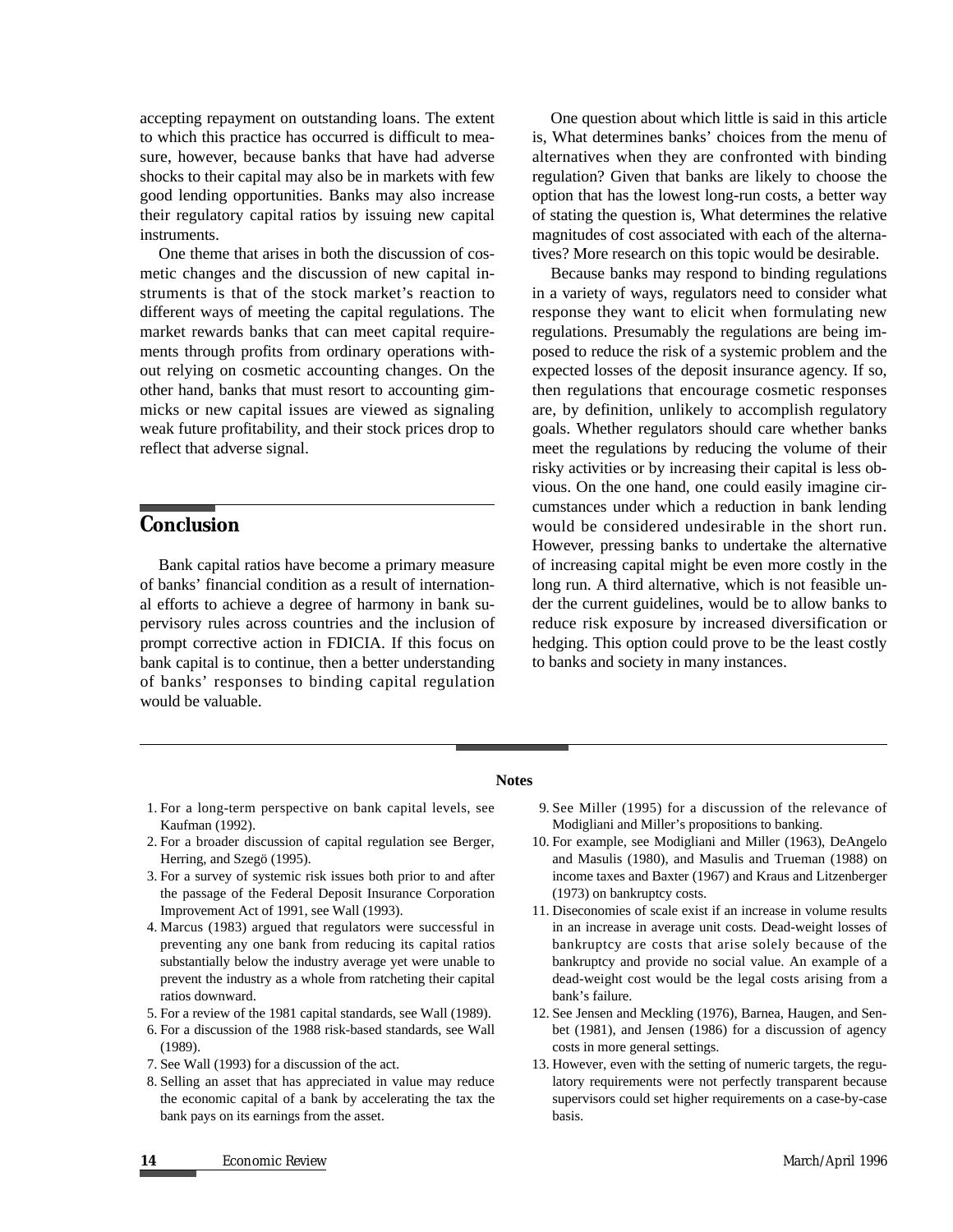accepting repayment on outstanding loans. The extent to which this practice has occurred is difficult to measure, however, because banks that have had adverse shocks to their capital may also be in markets with few good lending opportunities. Banks may also increase their regulatory capital ratios by issuing new capital instruments.

One theme that arises in both the discussion of cosmetic changes and the discussion of new capital instruments is that of the stock market's reaction to different ways of meeting the capital regulations. The market rewards banks that can meet capital requirements through profits from ordinary operations without relying on cosmetic accounting changes. On the other hand, banks that must resort to accounting gimmicks or new capital issues are viewed as signaling weak future profitability, and their stock prices drop to reflect that adverse signal.

## Conclusion

Bank capital ratios have become a primary measure of banks' financial condition as a result of international efforts to achieve a degree of harmony in bank supervisory rules across countries and the inclusion of prompt corrective action in FDICIA. If this focus on bank capital is to continue, then a better understanding of banks' responses to binding capital regulation would be valuable.

One question about which little is said in this article is, What determines banks' choices from the menu of alternatives when they are confronted with binding regulation? Given that banks are likely to choose the option that has the lowest long-run costs, a better way of stating the question is, What determines the relative magnitudes of cost associated with each of the alternatives? More research on this topic would be desirable.

Because banks may respond to binding regulations in a variety of ways, regulators need to consider what response they want to elicit when formulating new regulations. Presumably the regulations are being imposed to reduce the risk of a systemic problem and the expected losses of the deposit insurance agency. If so, then regulations that encourage cosmetic responses are, by definition, unlikely to accomplish regulatory goals. Whether regulators should care whether banks meet the regulations by reducing the volume of their risky activities or by increasing their capital is less obvious. On the one hand, one could easily imagine circumstances under which a reduction in bank lending would be considered undesirable in the short run. However, pressing banks to undertake the alternative of increasing capital might be even more costly in the long run. A third alternative, which is not feasible under the current guidelines, would be to allow banks to reduce risk exposure by increased diversification or hedging. This option could prove to be the least costly to banks and society in many instances.

**Notes**

1. For a long-term perspective on bank capital levels, see Kaufman (1992).
2. For a broader discussion of capital regulation see Berger, Herring, and Szegö (1995).
3. For a survey of systemic risk issues both prior to and after the passage of the Federal Deposit Insurance Corporation Improvement Act of 1991, see Wall (1993).
4. Marcus (1983) argued that regulators were successful in preventing any one bank from reducing its capital ratios substantially below the industry average yet were unable to prevent the industry as a whole from ratcheting their capital ratios downward.
5. For a review of the 1981 capital standards, see Wall (1989).
6. For a discussion of the 1988 risk-based standards, see Wall (1989).
7. See Wall (1993) for a discussion of the act.
8. Selling an asset that has appreciated in value may reduce the economic capital of a bank by accelerating the tax the bank pays on its earnings from the asset.
9. See Miller (1995) for a discussion of the relevance of Modigliani and Miller's propositions to banking.
10. For example, see Modigliani and Miller (1963), DeAngelo and Masulis (1980), and Masulis and Trueman (1988) on income taxes and Baxter (1967) and Kraus and Litzenberger (1973) on bankruptcy costs.
11. Diseconomies of scale exist if an increase in volume results in an increase in average unit costs. Dead-weight losses of bankruptcy are costs that arise solely because of the bankruptcy and provide no social value. An example of a dead-weight cost would be the legal costs arising from a bank's failure.
12. See Jensen and Meckling (1976), Barnea, Haugen, and Senbet (1981), and Jensen (1986) for a discussion of agency costs in more general settings.
13. However, even with the setting of numeric targets, the regulatory requirements were not perfectly transparent because supervisors could set higher requirements on a case-by-case basis.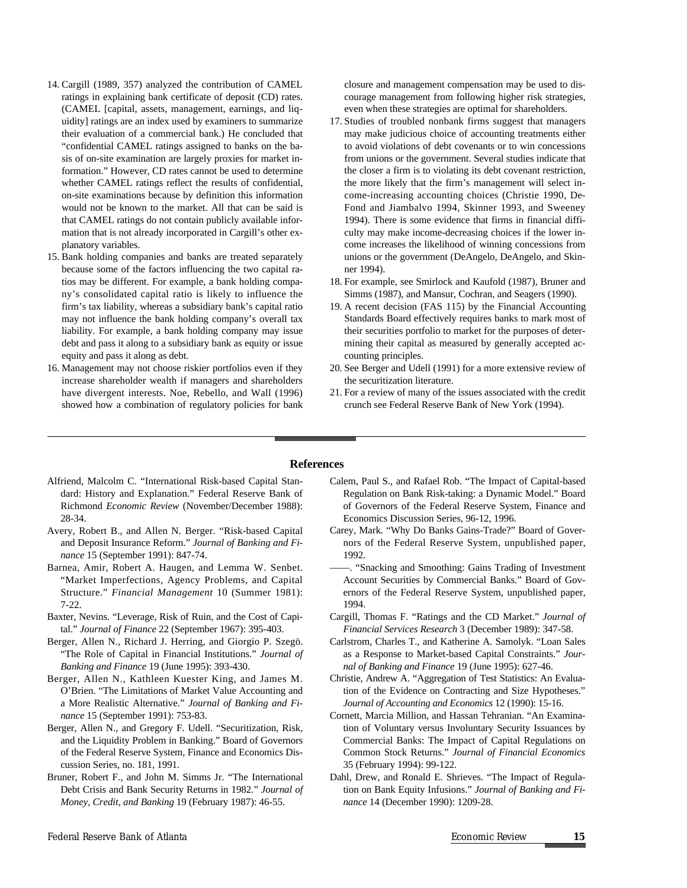14. Cargill (1989, 357) analyzed the contribution of CAMEL ratings in explaining bank certificate of deposit (CD) rates. (CAMEL [capital, assets, management, earnings, and liquidity] ratings are an index used by examiners to summarize their evaluation of a commercial bank.) He concluded that "confidential CAMEL ratings assigned to banks on the basis of on-site examination are largely proxies for market information." However, CD rates cannot be used to determine whether CAMEL ratings reflect the results of confidential, on-site examinations because by definition this information would not be known to the market. All that can be said is that CAMEL ratings do not contain publicly available information that is not already incorporated in Cargill's other explanatory variables.
15. Bank holding companies and banks are treated separately because some of the factors influencing the two capital ratios may be different. For example, a bank holding company's consolidated capital ratio is likely to influence the firm's tax liability, whereas a subsidiary bank's capital ratio may not influence the bank holding company's overall tax liability. For example, a bank holding company may issue debt and pass it along to a subsidiary bank as equity or issue equity and pass it along as debt.
16. Management may not choose riskier portfolios even if they increase shareholder wealth if managers and shareholders have divergent interests. Noe, Rebello, and Wall (1996) showed how a combination of regulatory policies for bank closure and management compensation may be used to discourage management from following higher risk strategies, even when these strategies are optimal for shareholders.
17. Studies of troubled nonbank firms suggest that managers may make judicious choice of accounting treatments either to avoid violations of debt covenants or to win concessions from unions or the government. Several studies indicate that the closer a firm is to violating its debt covenant restriction, the more likely that the firm's management will select income-increasing accounting choices (Christie 1990, DeFond and Jiambalvo 1994, Skinner 1993, and Sweeney 1994). There is some evidence that firms in financial difficulty may make income-decreasing choices if the lower income increases the likelihood of winning concessions from unions or the government (DeAngelo, DeAngelo, and Skinner 1994).
18. For example, see Smirlock and Kaufold (1987), Bruner and Simms (1987), and Mansur, Cochran, and Seagers (1990).
19. A recent decision (FAS 115) by the Financial Accounting Standards Board effectively requires banks to mark most of their securities portfolio to market for the purposes of determining their capital as measured by generally accepted accounting principles.
20. See Berger and Udell (1991) for a more extensive review of the securitization literature.
21. For a review of many of the issues associated with the credit crunch see Federal Reserve Bank of New York (1994).

## References

Alfriend, Malcolm C. "International Risk-based Capital Standard: History and Explanation." Federal Reserve Bank of Richmond *Economic Review* (November/December 1988): 28-34.

Avery, Robert B., and Allen N. Berger. "Risk-based Capital and Deposit Insurance Reform." *Journal of Banking and Finance* 15 (September 1991): 847-74.

Barnea, Amir, Robert A. Haugen, and Lemma W. Senbet. "Market Imperfections, Agency Problems, and Capital Structure." *Financial Management* 10 (Summer 1981): 7-22.

Baxter, Nevins. "Leverage, Risk of Ruin, and the Cost of Capital." *Journal of Finance* 22 (September 1967): 395-403.

Berger, Allen N., Richard J. Herring, and Giorgio P. Szegö. "The Role of Capital in Financial Institutions." *Journal of Banking and Finance* 19 (June 1995): 393-430.

Berger, Allen N., Kathleen Kuester King, and James M. O'Brien. "The Limitations of Market Value Accounting and a More Realistic Alternative." *Journal of Banking and Finance* 15 (September 1991): 753-83.

Berger, Allen N., and Gregory F. Udell. "Securitization, Risk, and the Liquidity Problem in Banking." Board of Governors of the Federal Reserve System, Finance and Economics Discussion Series, no. 181, 1991.

Bruner, Robert F., and John M. Simms Jr. "The International Debt Crisis and Bank Security Returns in 1982." *Journal of Money, Credit, and Banking* 19 (February 1987): 46-55.

Calem, Paul S., and Rafael Rob. "The Impact of Capital-based Regulation on Bank Risk-taking: a Dynamic Model." Board of Governors of the Federal Reserve System, Finance and Economics Discussion Series, 96-12, 1996.

Carey, Mark. "Why Do Banks Gains-Trade?" Board of Governors of the Federal Reserve System, unpublished paper, 1992.

——. "Snacking and Smoothing: Gains Trading of Investment Account Securities by Commercial Banks." Board of Governors of the Federal Reserve System, unpublished paper, 1994.

Cargill, Thomas F. "Ratings and the CD Market." *Journal of Financial Services Research* 3 (December 1989): 347-58.

Carlstrom, Charles T., and Katherine A. Samolyk. "Loan Sales as a Response to Market-based Capital Constraints." *Journal of Banking and Finance* 19 (June 1995): 627-46.

Christie, Andrew A. "Aggregation of Test Statistics: An Evaluation of the Evidence on Contracting and Size Hypotheses." *Journal of Accounting and Economics* 12 (1990): 15-16.

Cornett, Marcia Million, and Hassan Tehranian. "An Examination of Voluntary versus Involuntary Security Issuances by Commercial Banks: The Impact of Capital Regulations on Common Stock Returns." *Journal of Financial Economics* 35 (February 1994): 99-122.

Dahl, Drew, and Ronald E. Shrieves. "The Impact of Regulation on Bank Equity Infusions." *Journal of Banking and Finance* 14 (December 1990): 1209-28.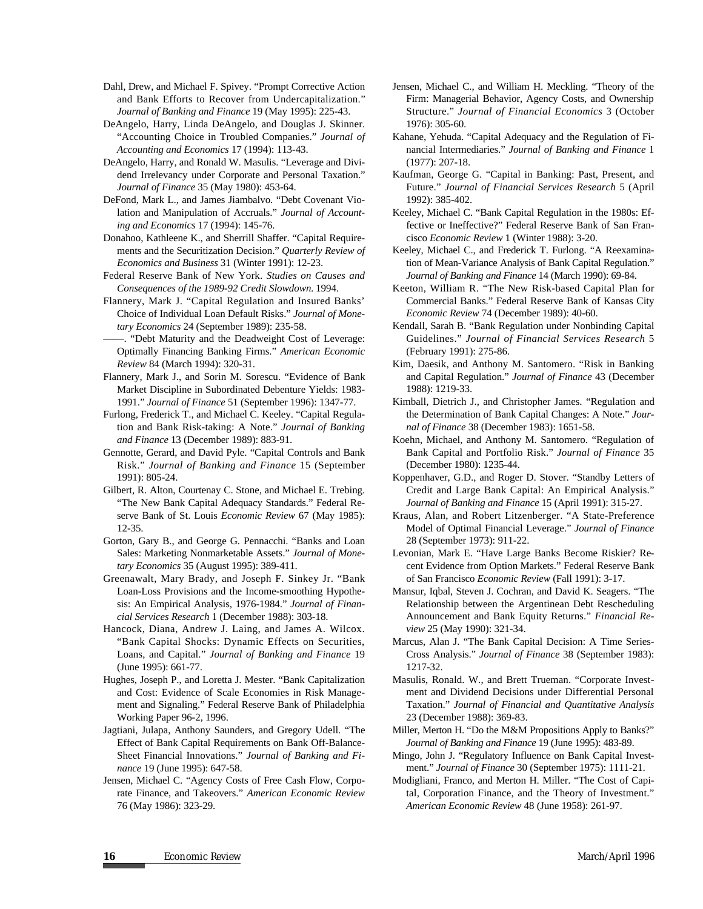Dahl, Drew, and Michael F. Spivey. "Prompt Corrective Action and Bank Efforts to Recover from Undercapitalization." *Journal of Banking and Finance* 19 (May 1995): 225-43.

DeAngelo, Harry, Linda DeAngelo, and Douglas J. Skinner. "Accounting Choice in Troubled Companies." *Journal of Accounting and Economics* 17 (1994): 113-43.

DeAngelo, Harry, and Ronald W. Masulis. "Leverage and Dividend Irrelevancy under Corporate and Personal Taxation." *Journal of Finance* 35 (May 1980): 453-64.

DeFond, Mark L., and James Jiambalvo. "Debt Covenant Violation and Manipulation of Accruals." *Journal of Accounting and Economics* 17 (1994): 145-76.

Donahoo, Kathleene K., and Sherrill Shaffer. "Capital Requirements and the Securitization Decision." *Quarterly Review of Economics and Business* 31 (Winter 1991): 12-23.

Federal Reserve Bank of New York. *Studies on Causes and Consequences of the 1989-92 Credit Slowdown.* 1994.

Flannery, Mark J. "Capital Regulation and Insured Banks' Choice of Individual Loan Default Risks." *Journal of Monetary Economics* 24 (September 1989): 235-58.

——. "Debt Maturity and the Deadweight Cost of Leverage: Optimally Financing Banking Firms." *American Economic Review* 84 (March 1994): 320-31.

Flannery, Mark J., and Sorin M. Sorescu. "Evidence of Bank Market Discipline in Subordinated Debenture Yields: 1983-1991." *Journal of Finance* 51 (September 1996): 1347-77.

Furlong, Frederick T., and Michael C. Keeley. "Capital Regulation and Bank Risk-taking: A Note." *Journal of Banking and Finance* 13 (December 1989): 883-91.

Gennotte, Gerard, and David Pyle. "Capital Controls and Bank Risk." *Journal of Banking and Finance* 15 (September 1991): 805-24.

Gilbert, R. Alton, Courtenay C. Stone, and Michael E. Trebing. "The New Bank Capital Adequacy Standards." Federal Reserve Bank of St. Louis *Economic Review* 67 (May 1985): 12-35.

Gorton, Gary B., and George G. Pennacchi. "Banks and Loan Sales: Marketing Nonmarketable Assets." *Journal of Monetary Economics* 35 (August 1995): 389-411.

Greenawalt, Mary Brady, and Joseph F. Sinkey Jr. "Bank Loan-Loss Provisions and the Income-smoothing Hypothesis: An Empirical Analysis, 1976-1984." *Journal of Financial Services Research* 1 (December 1988): 303-18.

Hancock, Diana, Andrew J. Laing, and James A. Wilcox. "Bank Capital Shocks: Dynamic Effects on Securities, Loans, and Capital." *Journal of Banking and Finance* 19 (June 1995): 661-77.

Hughes, Joseph P., and Loretta J. Mester. "Bank Capitalization and Cost: Evidence of Scale Economies in Risk Management and Signaling." Federal Reserve Bank of Philadelphia Working Paper 96-2, 1996.

Jagtiani, Julapa, Anthony Saunders, and Gregory Udell. "The Effect of Bank Capital Requirements on Bank Off-Balance-Sheet Financial Innovations." *Journal of Banking and Finance* 19 (June 1995): 647-58.

Jensen, Michael C. "Agency Costs of Free Cash Flow, Corporate Finance, and Takeovers." *American Economic Review* 76 (May 1986): 323-29.

Jensen, Michael C., and William H. Meckling. "Theory of the Firm: Managerial Behavior, Agency Costs, and Ownership Structure." *Journal of Financial Economics* 3 (October 1976): 305-60.

Kahane, Yehuda. "Capital Adequacy and the Regulation of Financial Intermediaries." *Journal of Banking and Finance* 1 (1977): 207-18.

Kaufman, George G. "Capital in Banking: Past, Present, and Future." *Journal of Financial Services Research* 5 (April 1992): 385-402.

Keeley, Michael C. "Bank Capital Regulation in the 1980s: Effective or Ineffective?" Federal Reserve Bank of San Francisco *Economic Review* 1 (Winter 1988): 3-20.

Keeley, Michael C., and Frederick T. Furlong. "A Reexamination of Mean-Variance Analysis of Bank Capital Regulation." *Journal of Banking and Finance* 14 (March 1990): 69-84.

Keeton, William R. "The New Risk-based Capital Plan for Commercial Banks." Federal Reserve Bank of Kansas City *Economic Review* 74 (December 1989): 40-60.

Kendall, Sarah B. "Bank Regulation under Nonbinding Capital Guidelines." *Journal of Financial Services Research* 5 (February 1991): 275-86.

Kim, Daesik, and Anthony M. Santomero. "Risk in Banking and Capital Regulation." *Journal of Finance* 43 (December 1988): 1219-33.

Kimball, Dietrich J., and Christopher James. "Regulation and the Determination of Bank Capital Changes: A Note." *Journal of Finance* 38 (December 1983): 1651-58.

Koehn, Michael, and Anthony M. Santomero. "Regulation of Bank Capital and Portfolio Risk." *Journal of Finance* 35 (December 1980): 1235-44.

Koppenhaver, G.D., and Roger D. Stover. "Standby Letters of Credit and Large Bank Capital: An Empirical Analysis." *Journal of Banking and Finance* 15 (April 1991): 315-27.

Kraus, Alan, and Robert Litzenberger. "A State-Preference Model of Optimal Financial Leverage." *Journal of Finance* 28 (September 1973): 911-22.

Levonian, Mark E. "Have Large Banks Become Riskier? Recent Evidence from Option Markets." Federal Reserve Bank of San Francisco *Economic Review* (Fall 1991): 3-17.

Mansur, Iqbal, Steven J. Cochran, and David K. Seagers. "The Relationship between the Argentinean Debt Rescheduling Announcement and Bank Equity Returns." *Financial Review* 25 (May 1990): 321-34.

Marcus, Alan J. "The Bank Capital Decision: A Time Series-Cross Analysis." *Journal of Finance* 38 (September 1983): 1217-32.

Masulis, Ronald. W., and Brett Trueman. "Corporate Investment and Dividend Decisions under Differential Personal Taxation." *Journal of Financial and Quantitative Analysis* 23 (December 1988): 369-83.

Miller, Merton H. "Do the M&M Propositions Apply to Banks?" *Journal of Banking and Finance* 19 (June 1995): 483-89.

Mingo, John J. "Regulatory Influence on Bank Capital Investment." *Journal of Finance* 30 (September 1975): 1111-21.

Modigliani, Franco, and Merton H. Miller. "The Cost of Capital, Corporation Finance, and the Theory of Investment." *American Economic Review* 48 (June 1958): 261-97.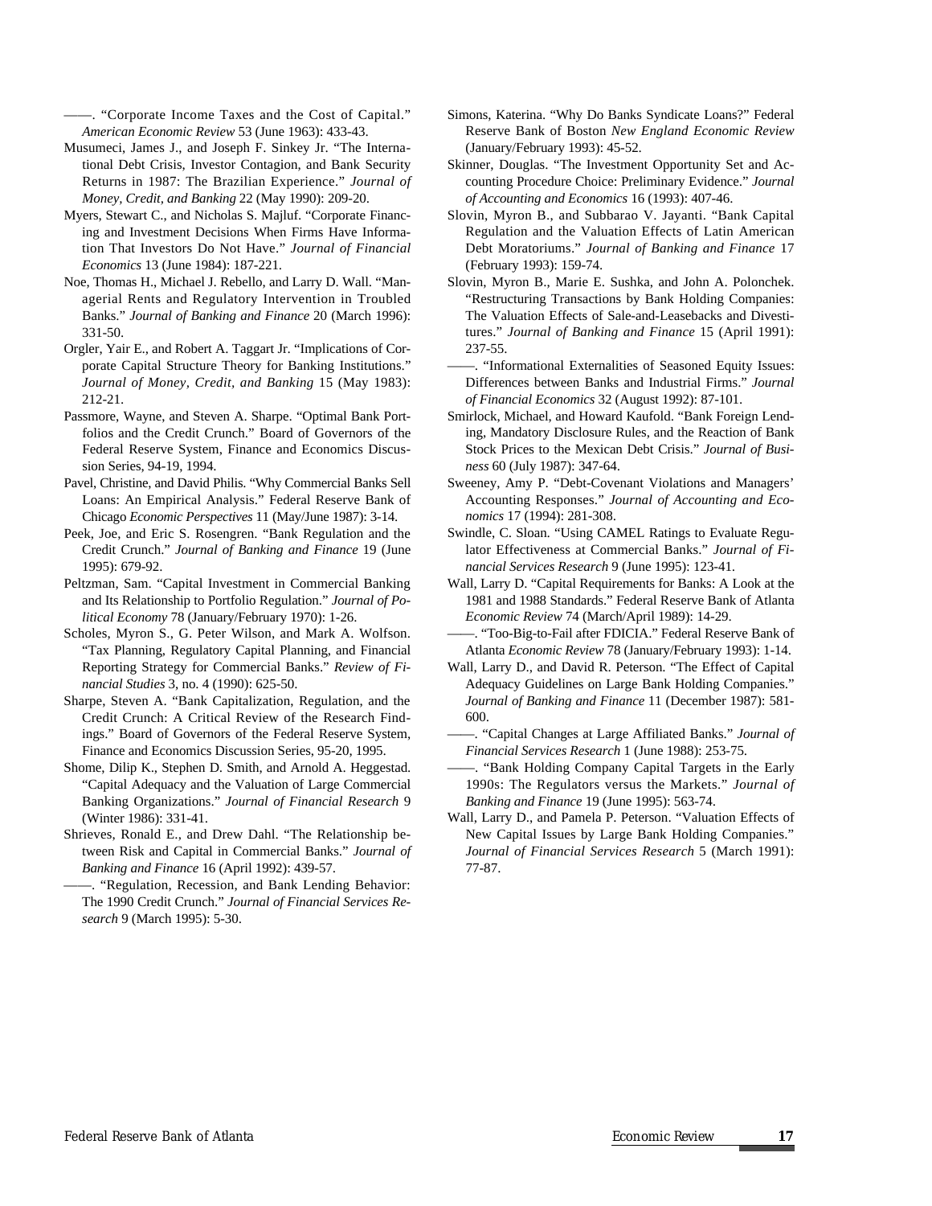——. "Corporate Income Taxes and the Cost of Capital." *American Economic Review* 53 (June 1963): 433-43.

Musumeci, James J., and Joseph F. Sinkey Jr. "The International Debt Crisis, Investor Contagion, and Bank Security Returns in 1987: The Brazilian Experience." *Journal of Money, Credit, and Banking* 22 (May 1990): 209-20.

Myers, Stewart C., and Nicholas S. Majluf. "Corporate Financing and Investment Decisions When Firms Have Information That Investors Do Not Have." *Journal of Financial Economics* 13 (June 1984): 187-221.

Noe, Thomas H., Michael J. Rebello, and Larry D. Wall. "Managerial Rents and Regulatory Intervention in Troubled Banks." *Journal of Banking and Finance* 20 (March 1996): 331-50.

Orgler, Yair E., and Robert A. Taggart Jr. "Implications of Corporate Capital Structure Theory for Banking Institutions." *Journal of Money, Credit, and Banking* 15 (May 1983): 212-21.

Passmore, Wayne, and Steven A. Sharpe. "Optimal Bank Portfolios and the Credit Crunch." Board of Governors of the Federal Reserve System, Finance and Economics Discussion Series, 94-19, 1994.

Pavel, Christine, and David Philis. "Why Commercial Banks Sell Loans: An Empirical Analysis." Federal Reserve Bank of Chicago *Economic Perspectives* 11 (May/June 1987): 3-14.

Peek, Joe, and Eric S. Rosengren. "Bank Regulation and the Credit Crunch." *Journal of Banking and Finance* 19 (June 1995): 679-92.

Peltzman, Sam. "Capital Investment in Commercial Banking and Its Relationship to Portfolio Regulation." *Journal of Political Economy* 78 (January/February 1970): 1-26.

Scholes, Myron S., G. Peter Wilson, and Mark A. Wolfson. "Tax Planning, Regulatory Capital Planning, and Financial Reporting Strategy for Commercial Banks." *Review of Financial Studies* 3, no. 4 (1990): 625-50.

Sharpe, Steven A. "Bank Capitalization, Regulation, and the Credit Crunch: A Critical Review of the Research Findings." Board of Governors of the Federal Reserve System, Finance and Economics Discussion Series, 95-20, 1995.

Shome, Dilip K., Stephen D. Smith, and Arnold A. Heggestad. "Capital Adequacy and the Valuation of Large Commercial Banking Organizations." *Journal of Financial Research* 9 (Winter 1986): 331-41.

Shrieves, Ronald E., and Drew Dahl. "The Relationship between Risk and Capital in Commercial Banks." *Journal of Banking and Finance* 16 (April 1992): 439-57.

——. "Regulation, Recession, and Bank Lending Behavior: The 1990 Credit Crunch." *Journal of Financial Services Research* 9 (March 1995): 5-30.

Simons, Katerina. "Why Do Banks Syndicate Loans?" Federal Reserve Bank of Boston *New England Economic Review* (January/February 1993): 45-52.

Skinner, Douglas. "The Investment Opportunity Set and Accounting Procedure Choice: Preliminary Evidence." *Journal of Accounting and Economics* 16 (1993): 407-46.

Slovin, Myron B., and Subbarao V. Jayanti. "Bank Capital Regulation and the Valuation Effects of Latin American Debt Moratoriums." *Journal of Banking and Finance* 17 (February 1993): 159-74.

Slovin, Myron B., Marie E. Sushka, and John A. Polonchek. "Restructuring Transactions by Bank Holding Companies: The Valuation Effects of Sale-and-Leasebacks and Divestitures." *Journal of Banking and Finance* 15 (April 1991): 237-55.

——. "Informational Externalities of Seasoned Equity Issues: Differences between Banks and Industrial Firms." *Journal of Financial Economics* 32 (August 1992): 87-101.

Smirlock, Michael, and Howard Kaufold. "Bank Foreign Lending, Mandatory Disclosure Rules, and the Reaction of Bank Stock Prices to the Mexican Debt Crisis." *Journal of Business* 60 (July 1987): 347-64.

Sweeney, Amy P. "Debt-Covenant Violations and Managers' Accounting Responses." *Journal of Accounting and Economics* 17 (1994): 281-308.

Swindle, C. Sloan. "Using CAMEL Ratings to Evaluate Regulator Effectiveness at Commercial Banks." *Journal of Financial Services Research* 9 (June 1995): 123-41.

Wall, Larry D. "Capital Requirements for Banks: A Look at the 1981 and 1988 Standards." Federal Reserve Bank of Atlanta *Economic Review* 74 (March/April 1989): 14-29.

——. "Too-Big-to-Fail after FDICIA." Federal Reserve Bank of Atlanta *Economic Review* 78 (January/February 1993): 1-14.

Wall, Larry D., and David R. Peterson. "The Effect of Capital Adequacy Guidelines on Large Bank Holding Companies." *Journal of Banking and Finance* 11 (December 1987): 581-600.

——. "Capital Changes at Large Affiliated Banks." *Journal of Financial Services Research* 1 (June 1988): 253-75.

——. "Bank Holding Company Capital Targets in the Early 1990s: The Regulators versus the Markets." *Journal of Banking and Finance* 19 (June 1995): 563-74.

Wall, Larry D., and Pamela P. Peterson. "Valuation Effects of New Capital Issues by Large Bank Holding Companies." *Journal of Financial Services Research* 5 (March 1991): 77-87.